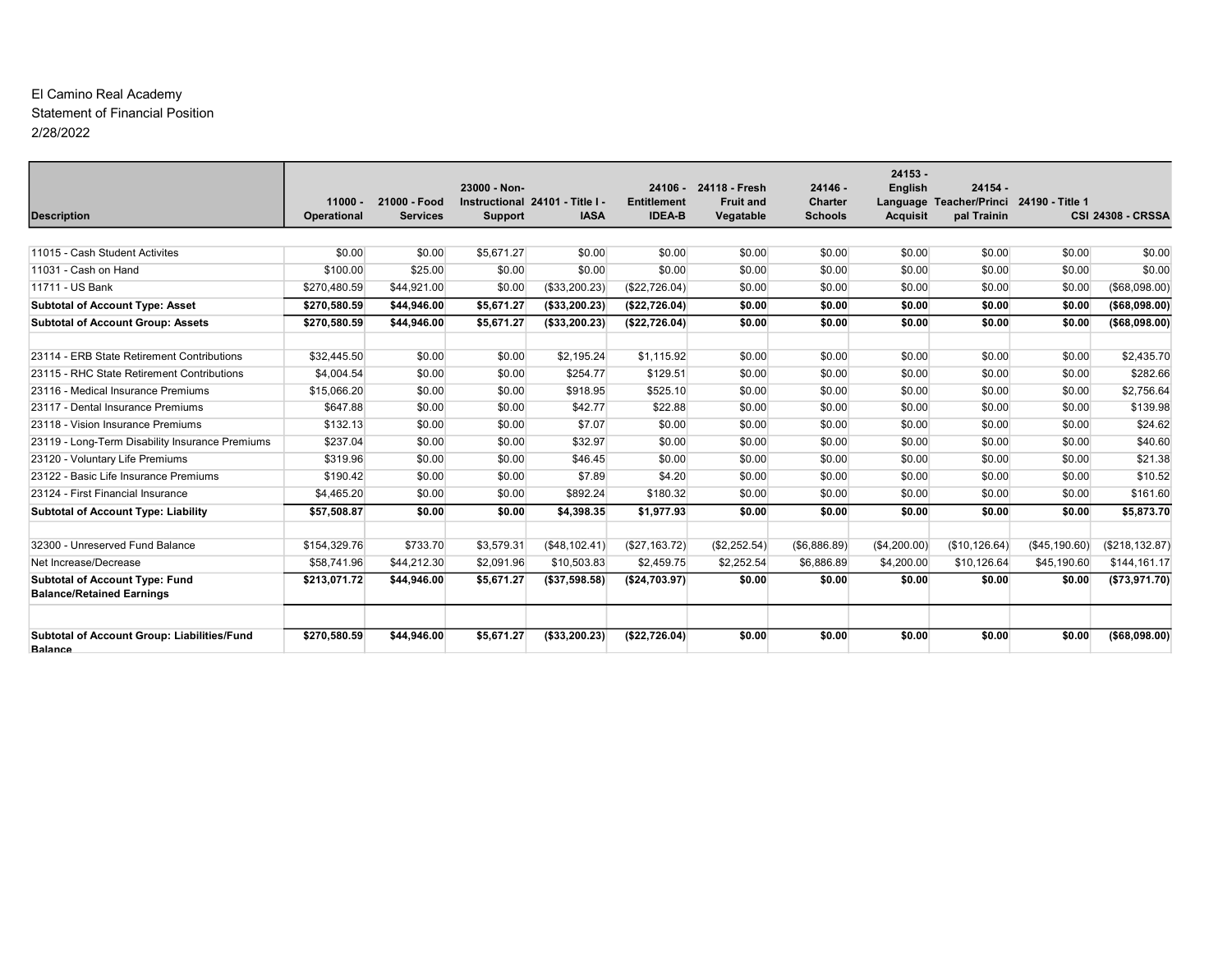El Camino Real Academy
Statement of Financial Position
2/28/2022

| Description | 11000 - Operational | 21000 - Food Services | 23000 - Non-Instructional Support | 24101 - Title I - IASA | 24106 - Entitlement IDEA-B | 24118 - Fresh Fruit and Vegatable | 24146 - Charter Schools | 24153 - English Language Acquisit | 24154 - Teacher/Principal Trainin | 24190 - Title 1 CSI | 24308 - CRSSA |
|---|---|---|---|---|---|---|---|---|---|---|---|
| 11015 - Cash Student Activites | $0.00 | $0.00 | $5,671.27 | $0.00 | $0.00 | $0.00 | $0.00 | $0.00 | $0.00 | $0.00 | $0.00 |
| 11031 - Cash on Hand | $100.00 | $25.00 | $0.00 | $0.00 | $0.00 | $0.00 | $0.00 | $0.00 | $0.00 | $0.00 | $0.00 |
| 11711 - US Bank | $270,480.59 | $44,921.00 | $0.00 | ($33,200.23) | ($22,726.04) | $0.00 | $0.00 | $0.00 | $0.00 | $0.00 | ($68,098.00) |
| **Subtotal of Account Type: Asset** | **$270,580.59** | **$44,946.00** | **$5,671.27** | **($33,200.23)** | **($22,726.04)** | **$0.00** | **$0.00** | **$0.00** | **$0.00** | **$0.00** | **($68,098.00)** |
| **Subtotal of Account Group: Assets** | **$270,580.59** | **$44,946.00** | **$5,671.27** | **($33,200.23)** | **($22,726.04)** | **$0.00** | **$0.00** | **$0.00** | **$0.00** | **$0.00** | **($68,098.00)** |
| | | | | | | | | | | | |
| 23114 - ERB State Retirement Contributions | $32,445.50 | $0.00 | $0.00 | $2,195.24 | $1,115.92 | $0.00 | $0.00 | $0.00 | $0.00 | $0.00 | $2,435.70 |
| 23115 - RHC State Retirement Contributions | $4,004.54 | $0.00 | $0.00 | $254.77 | $129.51 | $0.00 | $0.00 | $0.00 | $0.00 | $0.00 | $282.66 |
| 23116 - Medical Insurance Premiums | $15,066.20 | $0.00 | $0.00 | $918.95 | $525.10 | $0.00 | $0.00 | $0.00 | $0.00 | $0.00 | $2,756.64 |
| 23117 - Dental Insurance Premiums | $647.88 | $0.00 | $0.00 | $42.77 | $22.88 | $0.00 | $0.00 | $0.00 | $0.00 | $0.00 | $139.98 |
| 23118 - Vision Insurance Premiums | $132.13 | $0.00 | $0.00 | $7.07 | $0.00 | $0.00 | $0.00 | $0.00 | $0.00 | $0.00 | $24.62 |
| 23119 - Long-Term Disability Insurance Premiums | $237.04 | $0.00 | $0.00 | $32.97 | $0.00 | $0.00 | $0.00 | $0.00 | $0.00 | $0.00 | $40.60 |
| 23120 - Voluntary Life Premiums | $319.96 | $0.00 | $0.00 | $46.45 | $0.00 | $0.00 | $0.00 | $0.00 | $0.00 | $0.00 | $21.38 |
| 23122 - Basic Life Insurance Premiums | $190.42 | $0.00 | $0.00 | $7.89 | $4.20 | $0.00 | $0.00 | $0.00 | $0.00 | $0.00 | $10.52 |
| 23124 - First Financial Insurance | $4,465.20 | $0.00 | $0.00 | $892.24 | $180.32 | $0.00 | $0.00 | $0.00 | $0.00 | $0.00 | $161.60 |
| **Subtotal of Account Type: Liability** | **$57,508.87** | **$0.00** | **$0.00** | **$4,398.35** | **$1,977.93** | **$0.00** | **$0.00** | **$0.00** | **$0.00** | **$0.00** | **$5,873.70** |
| | | | | | | | | | | | |
| 32300 - Unreserved Fund Balance | $154,329.76 | $733.70 | $3,579.31 | ($48,102.41) | ($27,163.72) | ($2,252.54) | ($6,886.89) | ($4,200.00) | ($10,126.64) | ($45,190.60) | ($218,132.87) |
| Net Increase/Decrease | $58,741.96 | $44,212.30 | $2,091.96 | $10,503.83 | $2,459.75 | $2,252.54 | $6,886.89 | $4,200.00 | $10,126.64 | $45,190.60 | $144,161.17 |
| **Subtotal of Account Type: Fund Balance/Retained Earnings** | **$213,071.72** | **$44,946.00** | **$5,671.27** | **($37,598.58)** | **($24,703.97)** | **$0.00** | **$0.00** | **$0.00** | **$0.00** | **$0.00** | **($73,971.70)** |
| | | | | | | | | | | | |
| **Subtotal of Account Group: Liabilities/Fund Balance** | **$270,580.59** | **$44,946.00** | **$5,671.27** | **($33,200.23)** | **($22,726.04)** | **$0.00** | **$0.00** | **$0.00** | **$0.00** | **$0.00** | **($68,098.00)** |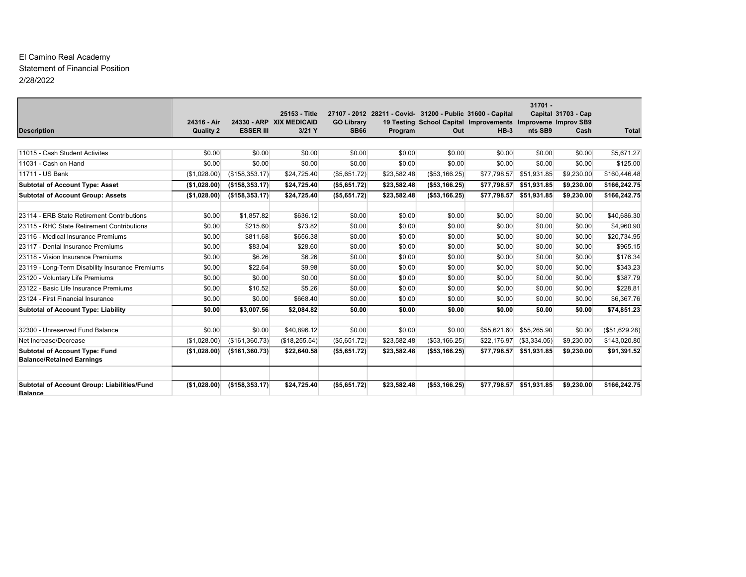El Camino Real Academy
Statement of Financial Position
2/28/2022

| Description | 24316 - Air Quality 2 | 24330 - ARP ESSER III | 25153 - Title XIX MEDICAID 3/21 Y | 27107 - 2012 GO Library SB66 | 28211 - Covid-19 Testing Program | 31200 - Public School Capital Out | 31600 - Capital Improvements HB-3 | 31701 - Capital Improvements SB9 | 31703 - Cap Improv SB9 Cash | Total |
|---|---|---|---|---|---|---|---|---|---|---|
| 11015 - Cash Student Activites | $0.00 | $0.00 | $0.00 | $0.00 | $0.00 | $0.00 | $0.00 | $0.00 | $0.00 | $5,671.27 |
| 11031 - Cash on Hand | $0.00 | $0.00 | $0.00 | $0.00 | $0.00 | $0.00 | $0.00 | $0.00 | $0.00 | $125.00 |
| 11711 - US Bank | ($1,028.00) | ($158,353.17) | $24,725.40 | ($5,651.72) | $23,582.48 | ($53,166.25) | $77,798.57 | $51,931.85 | $9,230.00 | $160,446.48 |
| **Subtotal of Account Type: Asset** | **($1,028.00)** | **($158,353.17)** | **$24,725.40** | **($5,651.72)** | **$23,582.48** | **($53,166.25)** | **$77,798.57** | **$51,931.85** | **$9,230.00** | **$166,242.75** |
| **Subtotal of Account Group: Assets** | **($1,028.00)** | **($158,353.17)** | **$24,725.40** | **($5,651.72)** | **$23,582.48** | **($53,166.25)** | **$77,798.57** | **$51,931.85** | **$9,230.00** | **$166,242.75** |
| | | | | | | | | | | |
| 23114 - ERB State Retirement Contributions | $0.00 | $1,857.82 | $636.12 | $0.00 | $0.00 | $0.00 | $0.00 | $0.00 | $0.00 | $40,686.30 |
| 23115 - RHC State Retirement Contributions | $0.00 | $215.60 | $73.82 | $0.00 | $0.00 | $0.00 | $0.00 | $0.00 | $0.00 | $4,960.90 |
| 23116 - Medical Insurance Premiums | $0.00 | $811.68 | $656.38 | $0.00 | $0.00 | $0.00 | $0.00 | $0.00 | $0.00 | $20,734.95 |
| 23117 - Dental Insurance Premiums | $0.00 | $83.04 | $28.60 | $0.00 | $0.00 | $0.00 | $0.00 | $0.00 | $0.00 | $965.15 |
| 23118 - Vision Insurance Premiums | $0.00 | $6.26 | $6.26 | $0.00 | $0.00 | $0.00 | $0.00 | $0.00 | $0.00 | $176.34 |
| 23119 - Long-Term Disability Insurance Premiums | $0.00 | $22.64 | $9.98 | $0.00 | $0.00 | $0.00 | $0.00 | $0.00 | $0.00 | $343.23 |
| 23120 - Voluntary Life Premiums | $0.00 | $0.00 | $0.00 | $0.00 | $0.00 | $0.00 | $0.00 | $0.00 | $0.00 | $387.79 |
| 23122 - Basic Life Insurance Premiums | $0.00 | $10.52 | $5.26 | $0.00 | $0.00 | $0.00 | $0.00 | $0.00 | $0.00 | $228.81 |
| 23124 - First Financial Insurance | $0.00 | $0.00 | $668.40 | $0.00 | $0.00 | $0.00 | $0.00 | $0.00 | $0.00 | $6,367.76 |
| **Subtotal of Account Type: Liability** | **$0.00** | **$3,007.56** | **$2,084.82** | **$0.00** | **$0.00** | **$0.00** | **$0.00** | **$0.00** | **$0.00** | **$74,851.23** |
| | | | | | | | | | | |
| 32300 - Unreserved Fund Balance | $0.00 | $0.00 | $40,896.12 | $0.00 | $0.00 | $0.00 | $55,621.60 | $55,265.90 | $0.00 | ($51,629.28) |
| Net Increase/Decrease | ($1,028.00) | ($161,360.73) | ($18,255.54) | ($5,651.72) | $23,582.48 | ($53,166.25) | $22,176.97 | ($3,334.05) | $9,230.00 | $143,020.80 |
| **Subtotal of Account Type: Fund Balance/Retained Earnings** | **($1,028.00)** | **($161,360.73)** | **$22,640.58** | **($5,651.72)** | **$23,582.48** | **($53,166.25)** | **$77,798.57** | **$51,931.85** | **$9,230.00** | **$91,391.52** |
| | | | | | | | | | | |
| **Subtotal of Account Group: Liabilities/Fund Balance** | **($1,028.00)** | **($158,353.17)** | **$24,725.40** | **($5,651.72)** | **$23,582.48** | **($53,166.25)** | **$77,798.57** | **$51,931.85** | **$9,230.00** | **$166,242.75** |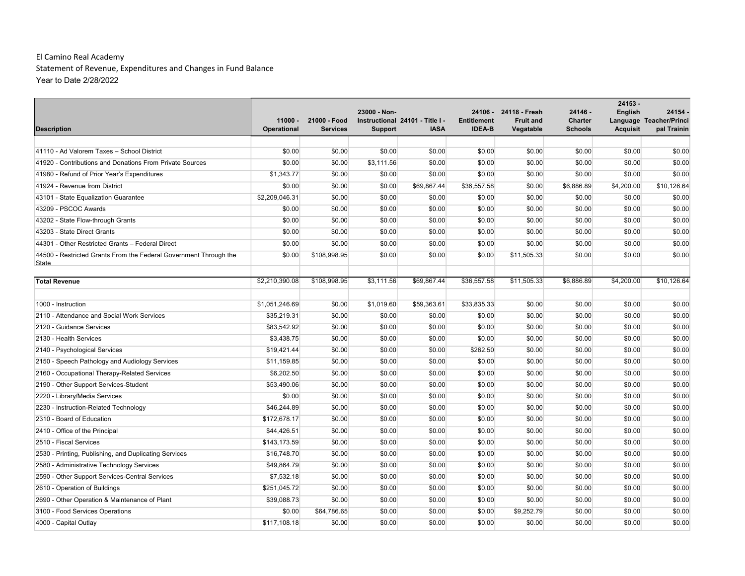El Camino Real Academy
Statement of Revenue, Expenditures and Changes in Fund Balance
Year to Date 2/28/2022

| Description | 11000 - Operational | 21000 - Food Services | 23000 - Non-Instructional Support | 24101 - Title I - IASA | 24106 - Entitlement IDEA-B | 24118 - Fresh Fruit and Vegatable | 24146 - Charter Schools | 24153 - English Language Acquisit | 24154 - Teacher/Principal Trainin |
|---|---|---|---|---|---|---|---|---|---|
| 41110 - Ad Valorem Taxes – School District | $0.00 | $0.00 | $0.00 | $0.00 | $0.00 | $0.00 | $0.00 | $0.00 | $0.00 |
| 41920 - Contributions and Donations From Private Sources | $0.00 | $0.00 | $3,111.56 | $0.00 | $0.00 | $0.00 | $0.00 | $0.00 | $0.00 |
| 41980 - Refund of Prior Year's Expenditures | $1,343.77 | $0.00 | $0.00 | $0.00 | $0.00 | $0.00 | $0.00 | $0.00 | $0.00 |
| 41924 - Revenue from District | $0.00 | $0.00 | $0.00 | $69,867.44 | $36,557.58 | $0.00 | $6,886.89 | $4,200.00 | $10,126.64 |
| 43101 - State Equalization Guarantee | $2,209,046.31 | $0.00 | $0.00 | $0.00 | $0.00 | $0.00 | $0.00 | $0.00 | $0.00 |
| 43209 - PSCOC Awards | $0.00 | $0.00 | $0.00 | $0.00 | $0.00 | $0.00 | $0.00 | $0.00 | $0.00 |
| 43202 - State Flow-through Grants | $0.00 | $0.00 | $0.00 | $0.00 | $0.00 | $0.00 | $0.00 | $0.00 | $0.00 |
| 43203 - State Direct Grants | $0.00 | $0.00 | $0.00 | $0.00 | $0.00 | $0.00 | $0.00 | $0.00 | $0.00 |
| 44301 - Other Restricted Grants – Federal Direct | $0.00 | $0.00 | $0.00 | $0.00 | $0.00 | $0.00 | $0.00 | $0.00 | $0.00 |
| 44500 - Restricted Grants From the Federal Government Through the State | $0.00 | $108,998.95 | $0.00 | $0.00 | $0.00 | $11,505.33 | $0.00 | $0.00 | $0.00 |
| **Total Revenue** | $2,210,390.08 | $108,998.95 | $3,111.56 | $69,867.44 | $36,557.58 | $11,505.33 | $6,886.89 | $4,200.00 | $10,126.64 |
| 1000 - Instruction | $1,051,246.69 | $0.00 | $1,019.60 | $59,363.61 | $33,835.33 | $0.00 | $0.00 | $0.00 | $0.00 |
| 2110 - Attendance and Social Work Services | $35,219.31 | $0.00 | $0.00 | $0.00 | $0.00 | $0.00 | $0.00 | $0.00 | $0.00 |
| 2120 - Guidance Services | $83,542.92 | $0.00 | $0.00 | $0.00 | $0.00 | $0.00 | $0.00 | $0.00 | $0.00 |
| 2130 - Health Services | $3,438.75 | $0.00 | $0.00 | $0.00 | $0.00 | $0.00 | $0.00 | $0.00 | $0.00 |
| 2140 - Psychological Services | $19,421.44 | $0.00 | $0.00 | $0.00 | $262.50 | $0.00 | $0.00 | $0.00 | $0.00 |
| 2150 - Speech Pathology and Audiology Services | $11,159.85 | $0.00 | $0.00 | $0.00 | $0.00 | $0.00 | $0.00 | $0.00 | $0.00 |
| 2160 - Occupational Therapy-Related Services | $6,202.50 | $0.00 | $0.00 | $0.00 | $0.00 | $0.00 | $0.00 | $0.00 | $0.00 |
| 2190 - Other Support Services-Student | $53,490.06 | $0.00 | $0.00 | $0.00 | $0.00 | $0.00 | $0.00 | $0.00 | $0.00 |
| 2220 - Library/Media Services | $0.00 | $0.00 | $0.00 | $0.00 | $0.00 | $0.00 | $0.00 | $0.00 | $0.00 |
| 2230 - Instruction-Related Technology | $46,244.89 | $0.00 | $0.00 | $0.00 | $0.00 | $0.00 | $0.00 | $0.00 | $0.00 |
| 2310 - Board of Education | $172,678.17 | $0.00 | $0.00 | $0.00 | $0.00 | $0.00 | $0.00 | $0.00 | $0.00 |
| 2410 - Office of the Principal | $44,426.51 | $0.00 | $0.00 | $0.00 | $0.00 | $0.00 | $0.00 | $0.00 | $0.00 |
| 2510 - Fiscal Services | $143,173.59 | $0.00 | $0.00 | $0.00 | $0.00 | $0.00 | $0.00 | $0.00 | $0.00 |
| 2530 - Printing, Publishing, and Duplicating Services | $16,748.70 | $0.00 | $0.00 | $0.00 | $0.00 | $0.00 | $0.00 | $0.00 | $0.00 |
| 2580 - Administrative Technology Services | $49,864.79 | $0.00 | $0.00 | $0.00 | $0.00 | $0.00 | $0.00 | $0.00 | $0.00 |
| 2590 - Other Support Services-Central Services | $7,532.18 | $0.00 | $0.00 | $0.00 | $0.00 | $0.00 | $0.00 | $0.00 | $0.00 |
| 2610 - Operation of Buildings | $251,045.72 | $0.00 | $0.00 | $0.00 | $0.00 | $0.00 | $0.00 | $0.00 | $0.00 |
| 2690 - Other Operation & Maintenance of Plant | $39,088.73 | $0.00 | $0.00 | $0.00 | $0.00 | $0.00 | $0.00 | $0.00 | $0.00 |
| 3100 - Food Services Operations | $0.00 | $64,786.65 | $0.00 | $0.00 | $0.00 | $9,252.79 | $0.00 | $0.00 | $0.00 |
| 4000 - Capital Outlay | $117,108.18 | $0.00 | $0.00 | $0.00 | $0.00 | $0.00 | $0.00 | $0.00 | $0.00 |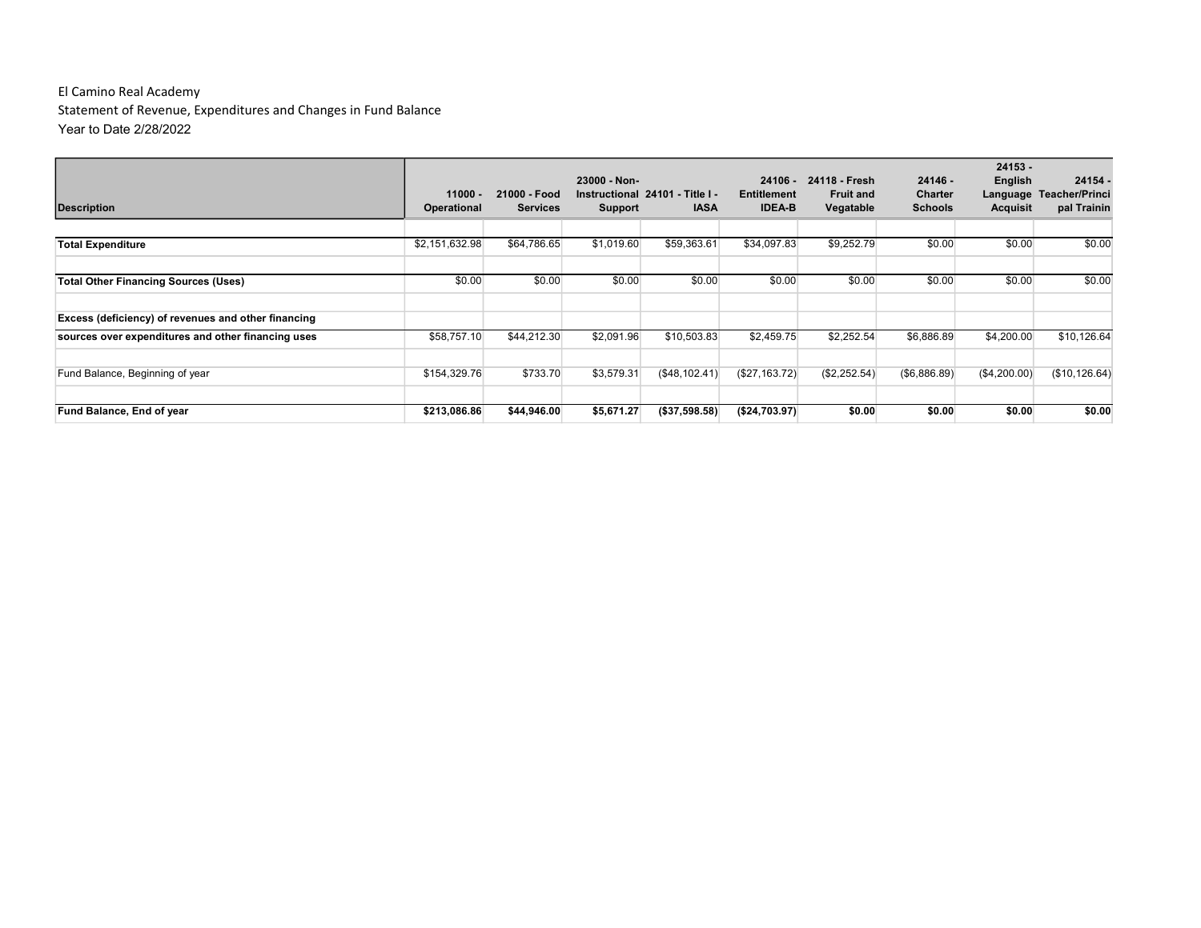El Camino Real Academy

Statement of Revenue, Expenditures and Changes in Fund Balance

Year to Date 2/28/2022

| Description | 11000 - Operational | 21000 - Food Services | 23000 - Non-Instructional Support | 24101 - Title I - IASA | 24106 - Entitlement IDEA-B | 24118 - Fresh Fruit and Vegatable | 24146 - Charter Schools | 24153 - English Language Acquisit | 24154 - Teacher/Principal Trainin |
|---|---|---|---|---|---|---|---|---|---|
| **Total Expenditure** | $2,151,632.98 | $64,786.65 | $1,019.60 | $59,363.61 | $34,097.83 | $9,252.79 | $0.00 | $0.00 | $0.00 |
| **Total Other Financing Sources (Uses)** | $0.00 | $0.00 | $0.00 | $0.00 | $0.00 | $0.00 | $0.00 | $0.00 | $0.00 |
| **Excess (deficiency) of revenues and other financing sources over expenditures and other financing uses** | $58,757.10 | $44,212.30 | $2,091.96 | $10,503.83 | $2,459.75 | $2,252.54 | $6,886.89 | $4,200.00 | $10,126.64 |
| Fund Balance, Beginning of year | $154,329.76 | $733.70 | $3,579.31 | ($48,102.41) | ($27,163.72) | ($2,252.54) | ($6,886.89) | ($4,200.00) | ($10,126.64) |
| **Fund Balance, End of year** | **$213,086.86** | **$44,946.00** | **$5,671.27** | **($37,598.58)** | **($24,703.97)** | **$0.00** | **$0.00** | **$0.00** | **$0.00** |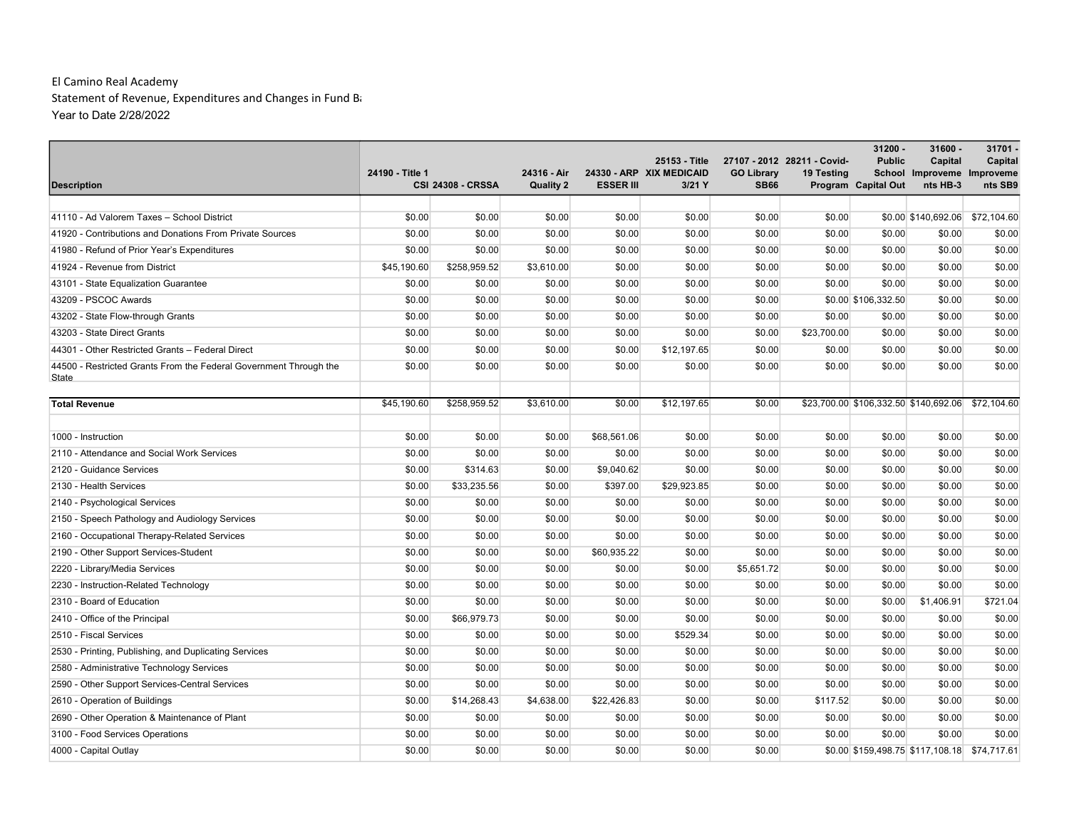El Camino Real Academy
Statement of Revenue, Expenditures and Changes in Fund Ba
Year to Date 2/28/2022

| Description | 24190 - Title 1 CSI | 24308 - CRSSA | 24316 - Air Quality 2 | 24330 - ARP ESSER III | 25153 - Title XIX MEDICAID 3/21 Y | 27107 - 2012 GO Library SB66 | 28211 - Covid-19 Testing Program | 31200 - Public School Capital Out | 31600 - Capital Improvements HB-3 | 31701 - Capital Improvements SB9 |
|---|---|---|---|---|---|---|---|---|---|---|
| 41110 - Ad Valorem Taxes – School District | $0.00 | $0.00 | $0.00 | $0.00 | $0.00 | $0.00 | $0.00 | $0.00 | $140,692.06 | $72,104.60 |
| 41920 - Contributions and Donations From Private Sources | $0.00 | $0.00 | $0.00 | $0.00 | $0.00 | $0.00 | $0.00 | $0.00 | $0.00 | $0.00 |
| 41980 - Refund of Prior Year's Expenditures | $0.00 | $0.00 | $0.00 | $0.00 | $0.00 | $0.00 | $0.00 | $0.00 | $0.00 | $0.00 |
| 41924 - Revenue from District | $45,190.60 | $258,959.52 | $3,610.00 | $0.00 | $0.00 | $0.00 | $0.00 | $0.00 | $0.00 | $0.00 |
| 43101 - State Equalization Guarantee | $0.00 | $0.00 | $0.00 | $0.00 | $0.00 | $0.00 | $0.00 | $0.00 | $0.00 | $0.00 |
| 43209 - PSCOC Awards | $0.00 | $0.00 | $0.00 | $0.00 | $0.00 | $0.00 | $0.00 | $106,332.50 | $0.00 | $0.00 |
| 43202 - State Flow-through Grants | $0.00 | $0.00 | $0.00 | $0.00 | $0.00 | $0.00 | $0.00 | $0.00 | $0.00 | $0.00 |
| 43203 - State Direct Grants | $0.00 | $0.00 | $0.00 | $0.00 | $0.00 | $0.00 | $23,700.00 | $0.00 | $0.00 | $0.00 |
| 44301 - Other Restricted Grants – Federal Direct | $0.00 | $0.00 | $0.00 | $0.00 | $12,197.65 | $0.00 | $0.00 | $0.00 | $0.00 | $0.00 |
| 44500 - Restricted Grants From the Federal Government Through the State | $0.00 | $0.00 | $0.00 | $0.00 | $0.00 | $0.00 | $0.00 | $0.00 | $0.00 | $0.00 |
| **Total Revenue** | $45,190.60 | $258,959.52 | $3,610.00 | $0.00 | $12,197.65 | $0.00 | $23,700.00 | $106,332.50 | $140,692.06 | $72,104.60 |
| 1000 - Instruction | $0.00 | $0.00 | $0.00 | $68,561.06 | $0.00 | $0.00 | $0.00 | $0.00 | $0.00 | $0.00 |
| 2110 - Attendance and Social Work Services | $0.00 | $0.00 | $0.00 | $0.00 | $0.00 | $0.00 | $0.00 | $0.00 | $0.00 | $0.00 |
| 2120 - Guidance Services | $0.00 | $314.63 | $0.00 | $9,040.62 | $0.00 | $0.00 | $0.00 | $0.00 | $0.00 | $0.00 |
| 2130 - Health Services | $0.00 | $33,235.56 | $0.00 | $397.00 | $29,923.85 | $0.00 | $0.00 | $0.00 | $0.00 | $0.00 |
| 2140 - Psychological Services | $0.00 | $0.00 | $0.00 | $0.00 | $0.00 | $0.00 | $0.00 | $0.00 | $0.00 | $0.00 |
| 2150 - Speech Pathology and Audiology Services | $0.00 | $0.00 | $0.00 | $0.00 | $0.00 | $0.00 | $0.00 | $0.00 | $0.00 | $0.00 |
| 2160 - Occupational Therapy-Related Services | $0.00 | $0.00 | $0.00 | $0.00 | $0.00 | $0.00 | $0.00 | $0.00 | $0.00 | $0.00 |
| 2190 - Other Support Services-Student | $0.00 | $0.00 | $0.00 | $60,935.22 | $0.00 | $0.00 | $0.00 | $0.00 | $0.00 | $0.00 |
| 2220 - Library/Media Services | $0.00 | $0.00 | $0.00 | $0.00 | $0.00 | $5,651.72 | $0.00 | $0.00 | $0.00 | $0.00 |
| 2230 - Instruction-Related Technology | $0.00 | $0.00 | $0.00 | $0.00 | $0.00 | $0.00 | $0.00 | $0.00 | $0.00 | $0.00 |
| 2310 - Board of Education | $0.00 | $0.00 | $0.00 | $0.00 | $0.00 | $0.00 | $0.00 | $0.00 | $1,406.91 | $721.04 |
| 2410 - Office of the Principal | $0.00 | $66,979.73 | $0.00 | $0.00 | $0.00 | $0.00 | $0.00 | $0.00 | $0.00 | $0.00 |
| 2510 - Fiscal Services | $0.00 | $0.00 | $0.00 | $0.00 | $529.34 | $0.00 | $0.00 | $0.00 | $0.00 | $0.00 |
| 2530 - Printing, Publishing, and Duplicating Services | $0.00 | $0.00 | $0.00 | $0.00 | $0.00 | $0.00 | $0.00 | $0.00 | $0.00 | $0.00 |
| 2580 - Administrative Technology Services | $0.00 | $0.00 | $0.00 | $0.00 | $0.00 | $0.00 | $0.00 | $0.00 | $0.00 | $0.00 |
| 2590 - Other Support Services-Central Services | $0.00 | $0.00 | $0.00 | $0.00 | $0.00 | $0.00 | $0.00 | $0.00 | $0.00 | $0.00 |
| 2610 - Operation of Buildings | $0.00 | $14,268.43 | $4,638.00 | $22,426.83 | $0.00 | $0.00 | $117.52 | $0.00 | $0.00 | $0.00 |
| 2690 - Other Operation & Maintenance of Plant | $0.00 | $0.00 | $0.00 | $0.00 | $0.00 | $0.00 | $0.00 | $0.00 | $0.00 | $0.00 |
| 3100 - Food Services Operations | $0.00 | $0.00 | $0.00 | $0.00 | $0.00 | $0.00 | $0.00 | $0.00 | $0.00 | $0.00 |
| 4000 - Capital Outlay | $0.00 | $0.00 | $0.00 | $0.00 | $0.00 | $0.00 | $0.00 | $159,498.75 | $117,108.18 | $74,717.61 |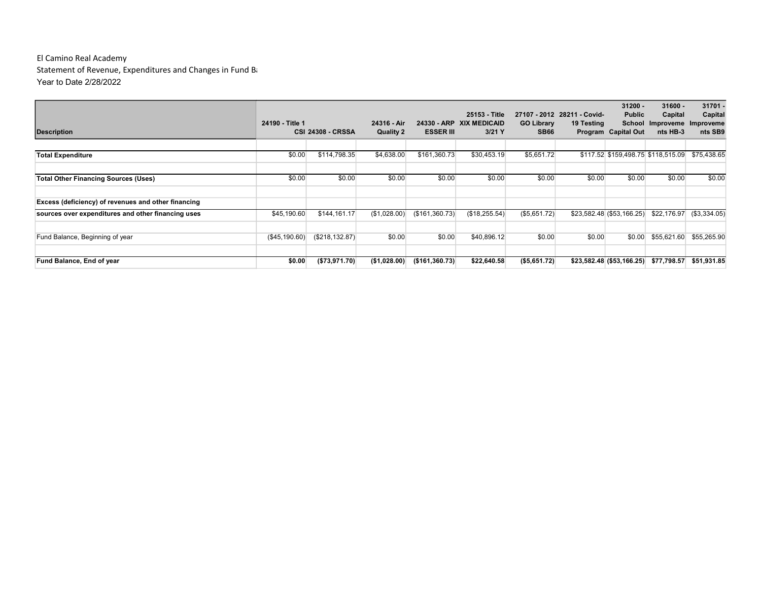El Camino Real Academy

Statement of Revenue, Expenditures and Changes in Fund Ba

Year to Date 2/28/2022

| Description | 24190 - Title 1 | CSI 24308 - CRSSA | 24316 - Air Quality 2 | 24330 - ARP ESSER III | 25153 - Title XIX MEDICAID 3/21 Y | 27107 - 2012 GO Library SB66 | 28211 - Covid-19 Testing Program | 31200 - Public School Capital Out | 31600 - Capital Improvements HB-3 | 31701 - Capital Improvements SB9 |
|---|---|---|---|---|---|---|---|---|---|---|
| **Total Expenditure** | $0.00 | $114,798.35 | $4,638.00 | $161,360.73 | $30,453.19 | $5,651.72 | $117.52 | $159,498.75 | $118,515.09 | $75,438.65 |
| **Total Other Financing Sources (Uses)** | $0.00 | $0.00 | $0.00 | $0.00 | $0.00 | $0.00 | $0.00 | $0.00 | $0.00 | $0.00 |
| **Excess (deficiency) of revenues and other financing sources over expenditures and other financing uses** | $45,190.60 | $144,161.17 | ($1,028.00) | ($161,360.73) | ($18,255.54) | ($5,651.72) | $23,582.48 | ($53,166.25) | $22,176.97 | ($3,334.05) |
| Fund Balance, Beginning of year | ($45,190.60) | ($218,132.87) | $0.00 | $0.00 | $40,896.12 | $0.00 | $0.00 | $0.00 | $55,621.60 | $55,265.90 |
| **Fund Balance, End of year** | **$0.00** | **($73,971.70)** | **($1,028.00)** | **($161,360.73)** | **$22,640.58** | **($5,651.72)** | **$23,582.48** | **($53,166.25)** | **$77,798.57** | **$51,931.85** |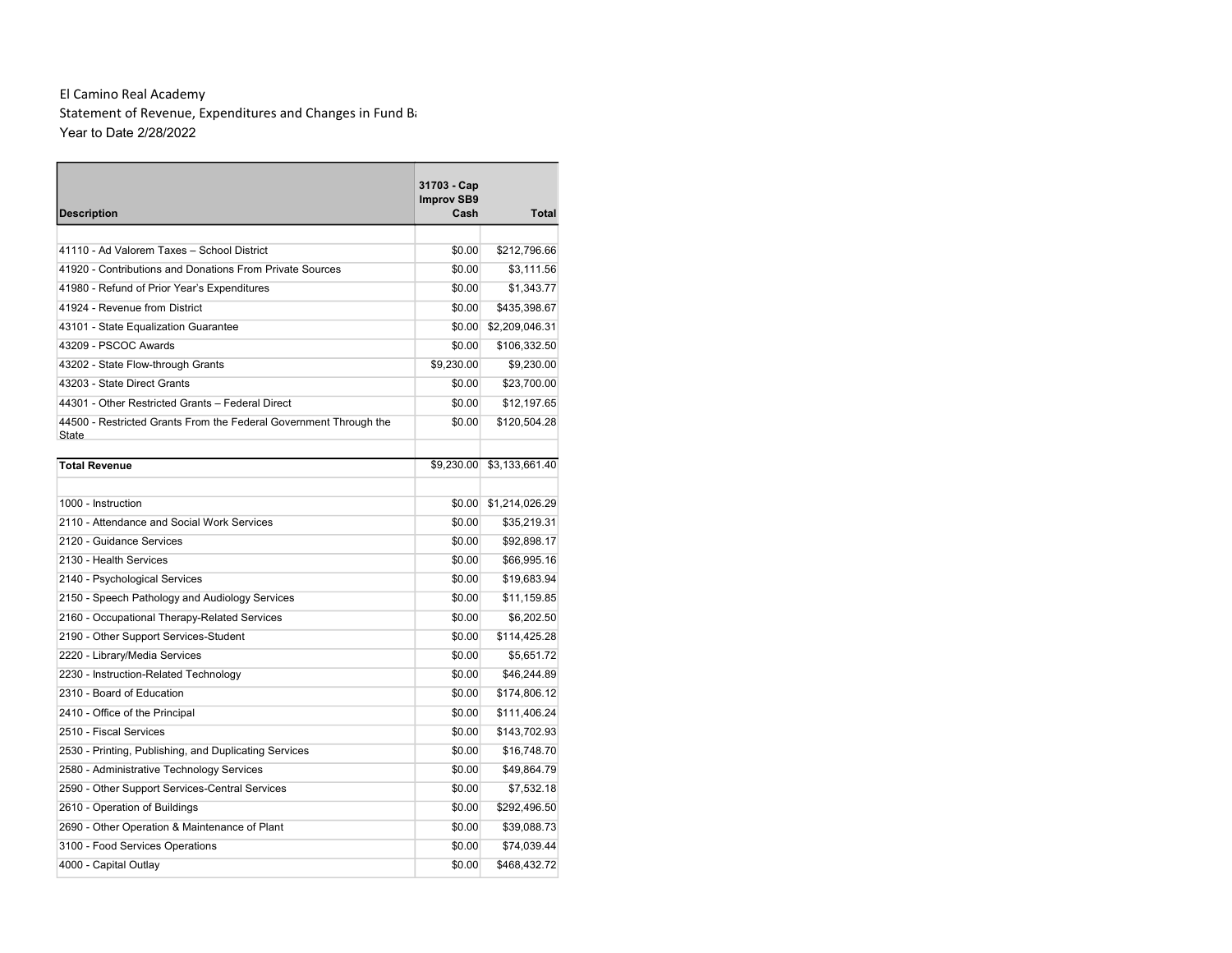El Camino Real Academy
Statement of Revenue, Expenditures and Changes in Fund Ba
Year to Date 2/28/2022

| Description | 31703 - Cap Improv SB9 Cash | Total |
| --- | --- | --- |
| 41110 - Ad Valorem Taxes – School District | $0.00 | $212,796.66 |
| 41920 - Contributions and Donations From Private Sources | $0.00 | $3,111.56 |
| 41980 - Refund of Prior Year's Expenditures | $0.00 | $1,343.77 |
| 41924 - Revenue from District | $0.00 | $435,398.67 |
| 43101 - State Equalization Guarantee | $0.00 | $2,209,046.31 |
| 43209 - PSCOC Awards | $0.00 | $106,332.50 |
| 43202 - State Flow-through Grants | $9,230.00 | $9,230.00 |
| 43203 - State Direct Grants | $0.00 | $23,700.00 |
| 44301 - Other Restricted Grants – Federal Direct | $0.00 | $12,197.65 |
| 44500 - Restricted Grants From the Federal Government Through the State | $0.00 | $120,504.28 |
| **Total Revenue** | $9,230.00 | $3,133,661.40 |
| 1000 - Instruction | $0.00 | $1,214,026.29 |
| 2110 - Attendance and Social Work Services | $0.00 | $35,219.31 |
| 2120 - Guidance Services | $0.00 | $92,898.17 |
| 2130 - Health Services | $0.00 | $66,995.16 |
| 2140 - Psychological Services | $0.00 | $19,683.94 |
| 2150 - Speech Pathology and Audiology Services | $0.00 | $11,159.85 |
| 2160 - Occupational Therapy-Related Services | $0.00 | $6,202.50 |
| 2190 - Other Support Services-Student | $0.00 | $114,425.28 |
| 2220 - Library/Media Services | $0.00 | $5,651.72 |
| 2230 - Instruction-Related Technology | $0.00 | $46,244.89 |
| 2310 - Board of Education | $0.00 | $174,806.12 |
| 2410 - Office of the Principal | $0.00 | $111,406.24 |
| 2510 - Fiscal Services | $0.00 | $143,702.93 |
| 2530 - Printing, Publishing, and Duplicating Services | $0.00 | $16,748.70 |
| 2580 - Administrative Technology Services | $0.00 | $49,864.79 |
| 2590 - Other Support Services-Central Services | $0.00 | $7,532.18 |
| 2610 - Operation of Buildings | $0.00 | $292,496.50 |
| 2690 - Other Operation & Maintenance of Plant | $0.00 | $39,088.73 |
| 3100 - Food Services Operations | $0.00 | $74,039.44 |
| 4000 - Capital Outlay | $0.00 | $468,432.72 |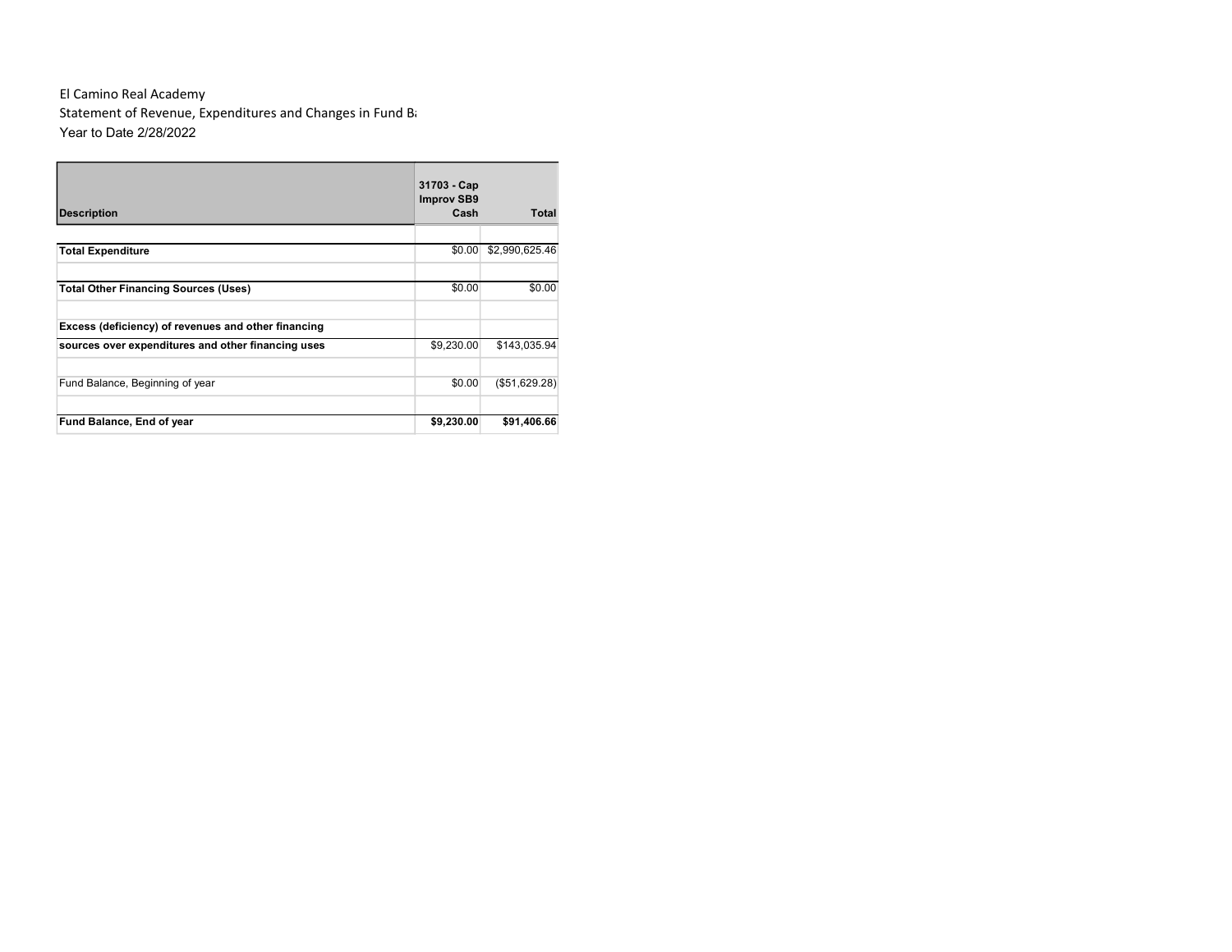El Camino Real Academy

Statement of Revenue, Expenditures and Changes in Fund Ba

Year to Date 2/28/2022

| Description | 31703 - Cap Improv SB9 Cash | Total |
|---|---|---|
| | | |
| **Total Expenditure** | $0.00 | $2,990,625.46 |
| | | |
| **Total Other Financing Sources (Uses)** | $0.00 | $0.00 |
| | | |
| **Excess (deficiency) of revenues and other financing** | | |
| **sources over expenditures and other financing uses** | $9,230.00 | $143,035.94 |
| | | |
| Fund Balance, Beginning of year | $0.00 | ($51,629.28) |
| | | |
| **Fund Balance, End of year** | **$9,230.00** | **$91,406.66** |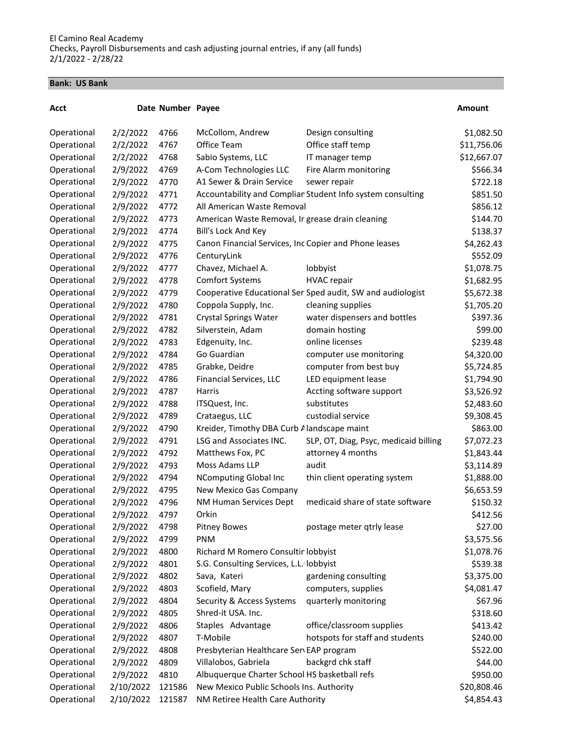El Camino Real Academy
Checks, Payroll Disbursements and cash adjusting journal entries, if any (all funds)
2/1/2022 - 2/28/22

**Bank: US Bank**

| Acct | Date | Number | Payee | | Amount |
|---|---|---|---|---|---|
| Operational | 2/2/2022 | 4766 | McCollom, Andrew | Design consulting | $1,082.50 |
| Operational | 2/2/2022 | 4767 | Office Team | Office staff temp | $11,756.06 |
| Operational | 2/2/2022 | 4768 | Sabio Systems, LLC | IT manager temp | $12,667.07 |
| Operational | 2/9/2022 | 4769 | A-Com Technologies LLC | Fire Alarm monitoring | $566.34 |
| Operational | 2/9/2022 | 4770 | A1 Sewer & Drain Service | sewer repair | $722.18 |
| Operational | 2/9/2022 | 4771 | Accountability and Complian | Student Info system consulting | $851.50 |
| Operational | 2/9/2022 | 4772 | All American Waste Removal | | $856.12 |
| Operational | 2/9/2022 | 4773 | American Waste Removal, Ir | grease drain cleaning | $144.70 |
| Operational | 2/9/2022 | 4774 | Bill's Lock And Key | | $138.37 |
| Operational | 2/9/2022 | 4775 | Canon Financial Services, Inc | Copier and Phone leases | $4,262.43 |
| Operational | 2/9/2022 | 4776 | CenturyLink | | $552.09 |
| Operational | 2/9/2022 | 4777 | Chavez, Michael A. | lobbyist | $1,078.75 |
| Operational | 2/9/2022 | 4778 | Comfort Systems | HVAC repair | $1,682.95 |
| Operational | 2/9/2022 | 4779 | Cooperative Educational Ser | Sped audit, SW and audiologist | $5,672.38 |
| Operational | 2/9/2022 | 4780 | Coppola Supply, Inc. | cleaning supplies | $1,705.20 |
| Operational | 2/9/2022 | 4781 | Crystal Springs Water | water dispensers and bottles | $397.36 |
| Operational | 2/9/2022 | 4782 | Silverstein, Adam | domain hosting | $99.00 |
| Operational | 2/9/2022 | 4783 | Edgenuity, Inc. | online licenses | $239.48 |
| Operational | 2/9/2022 | 4784 | Go Guardian | computer use monitoring | $4,320.00 |
| Operational | 2/9/2022 | 4785 | Grabke, Deidre | computer from best buy | $5,724.85 |
| Operational | 2/9/2022 | 4786 | Financial Services, LLC | LED equipment lease | $1,794.90 |
| Operational | 2/9/2022 | 4787 | Harris | Accting software support | $3,526.92 |
| Operational | 2/9/2022 | 4788 | ITSQuest, Inc. | substitutes | $2,483.60 |
| Operational | 2/9/2022 | 4789 | Crataegus, LLC | custodial service | $9,308.45 |
| Operational | 2/9/2022 | 4790 | Kreider, Timothy DBA Curb A | landscape maint | $863.00 |
| Operational | 2/9/2022 | 4791 | LSG and Associates INC. | SLP, OT, Diag, Psyc, medicaid billing | $7,072.23 |
| Operational | 2/9/2022 | 4792 | Matthews Fox, PC | attorney 4 months | $1,843.44 |
| Operational | 2/9/2022 | 4793 | Moss Adams LLP | audit | $3,114.89 |
| Operational | 2/9/2022 | 4794 | NComputing Global Inc | thin client operating system | $1,888.00 |
| Operational | 2/9/2022 | 4795 | New Mexico Gas Company | | $6,653.59 |
| Operational | 2/9/2022 | 4796 | NM Human Services Dept | medicaid share of state software | $150.32 |
| Operational | 2/9/2022 | 4797 | Orkin | | $412.56 |
| Operational | 2/9/2022 | 4798 | Pitney Bowes | postage meter qtrly lease | $27.00 |
| Operational | 2/9/2022 | 4799 | PNM | | $3,575.56 |
| Operational | 2/9/2022 | 4800 | Richard M Romero Consultir | lobbyist | $1,078.76 |
| Operational | 2/9/2022 | 4801 | S.G. Consulting Services, L.L. | lobbyist | $539.38 |
| Operational | 2/9/2022 | 4802 | Sava, Kateri | gardening consulting | $3,375.00 |
| Operational | 2/9/2022 | 4803 | Scofield, Mary | computers, supplies | $4,081.47 |
| Operational | 2/9/2022 | 4804 | Security & Access Systems | quarterly monitoring | $67.96 |
| Operational | 2/9/2022 | 4805 | Shred-it USA. Inc. | | $318.60 |
| Operational | 2/9/2022 | 4806 | Staples Advantage | office/classroom supplies | $413.42 |
| Operational | 2/9/2022 | 4807 | T-Mobile | hotspots for staff and students | $240.00 |
| Operational | 2/9/2022 | 4808 | Presbyterian Healthcare Serv | EAP program | $522.00 |
| Operational | 2/9/2022 | 4809 | Villalobos, Gabriela | backgrd chk staff | $44.00 |
| Operational | 2/9/2022 | 4810 | Albuquerque Charter School | HS basketball refs | $950.00 |
| Operational | 2/10/2022 | 121586 | New Mexico Public Schools Ins. Authority | | $20,808.46 |
| Operational | 2/10/2022 | 121587 | NM Retiree Health Care Authority | | $4,854.43 |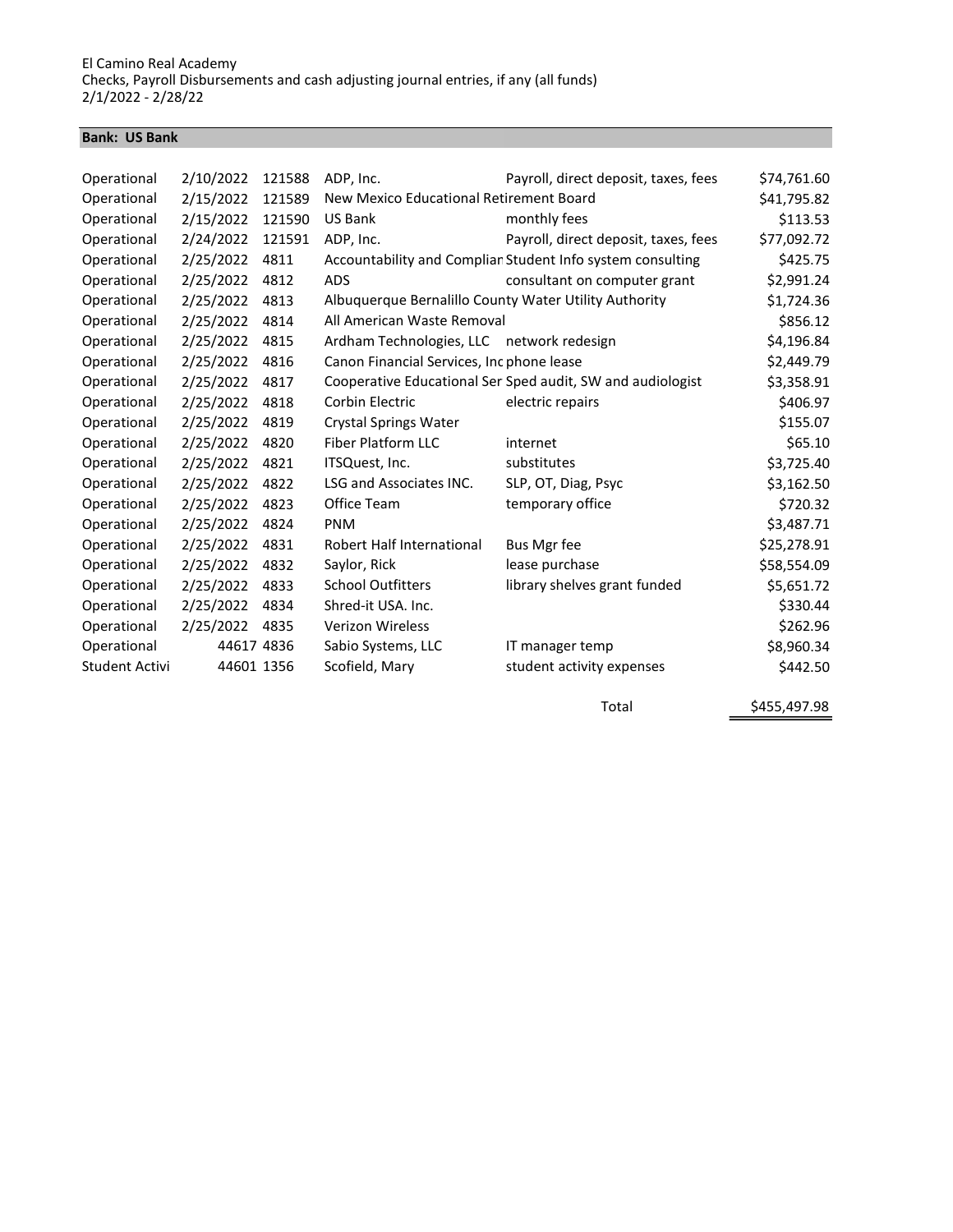El Camino Real Academy
Checks, Payroll Disbursements and cash adjusting journal entries, if any (all funds)
2/1/2022 - 2/28/22

**Bank: US Bank**

| Fund | Date | Check # | Vendor | Description | Amount |
|---|---|---|---|---|---|
| Operational | 2/10/2022 | 121588 | ADP, Inc. | Payroll, direct deposit, taxes, fees | $74,761.60 |
| Operational | 2/15/2022 | 121589 | New Mexico Educational Retirement Board | | $41,795.82 |
| Operational | 2/15/2022 | 121590 | US Bank | monthly fees | $113.53 |
| Operational | 2/24/2022 | 121591 | ADP, Inc. | Payroll, direct deposit, taxes, fees | $77,092.72 |
| Operational | 2/25/2022 | 4811 | Accountability and Complian | Student Info system consulting | $425.75 |
| Operational | 2/25/2022 | 4812 | ADS | consultant on computer grant | $2,991.24 |
| Operational | 2/25/2022 | 4813 | Albuquerque Bernalillo County Water Utility Authority | | $1,724.36 |
| Operational | 2/25/2022 | 4814 | All American Waste Removal | | $856.12 |
| Operational | 2/25/2022 | 4815 | Ardham Technologies, LLC | network redesign | $4,196.84 |
| Operational | 2/25/2022 | 4816 | Canon Financial Services, Inc | phone lease | $2,449.79 |
| Operational | 2/25/2022 | 4817 | Cooperative Educational Ser | Sped audit, SW and audiologist | $3,358.91 |
| Operational | 2/25/2022 | 4818 | Corbin Electric | electric repairs | $406.97 |
| Operational | 2/25/2022 | 4819 | Crystal Springs Water | | $155.07 |
| Operational | 2/25/2022 | 4820 | Fiber Platform LLC | internet | $65.10 |
| Operational | 2/25/2022 | 4821 | ITSQuest, Inc. | substitutes | $3,725.40 |
| Operational | 2/25/2022 | 4822 | LSG and Associates INC. | SLP, OT, Diag, Psyc | $3,162.50 |
| Operational | 2/25/2022 | 4823 | Office Team | temporary office | $720.32 |
| Operational | 2/25/2022 | 4824 | PNM | | $3,487.71 |
| Operational | 2/25/2022 | 4831 | Robert Half International | Bus Mgr fee | $25,278.91 |
| Operational | 2/25/2022 | 4832 | Saylor, Rick | lease purchase | $58,554.09 |
| Operational | 2/25/2022 | 4833 | School Outfitters | library shelves grant funded | $5,651.72 |
| Operational | 2/25/2022 | 4834 | Shred-it USA. Inc. | | $330.44 |
| Operational | 2/25/2022 | 4835 | Verizon Wireless | | $262.96 |
| Operational | 44617 | 4836 | Sabio Systems, LLC | IT manager temp | $8,960.34 |
| Student Activi | 44601 | 1356 | Scofield, Mary | student activity expenses | $442.50 |
| | | | | Total | $455,497.98 |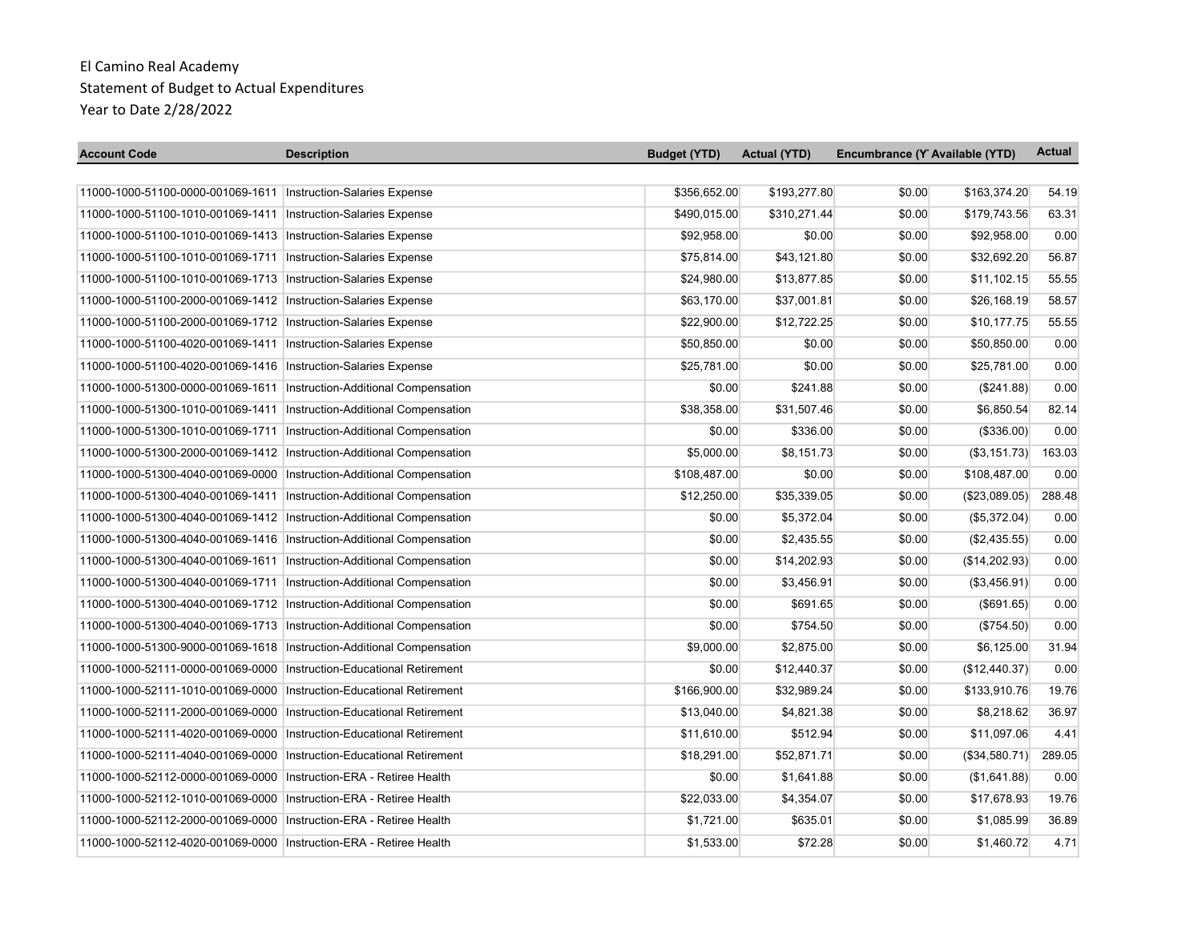El Camino Real Academy
Statement of Budget to Actual Expenditures
Year to Date 2/28/2022

| Account Code | Description | Budget (YTD) | Actual (YTD) | Encumbrance (Y | Available (YTD) | Actual |
|---|---|---|---|---|---|---|
| 11000-1000-51100-0000-001069-1611 | Instruction-Salaries Expense | $356,652.00 | $193,277.80 | $0.00 | $163,374.20 | 54.19 |
| 11000-1000-51100-1010-001069-1411 | Instruction-Salaries Expense | $490,015.00 | $310,271.44 | $0.00 | $179,743.56 | 63.31 |
| 11000-1000-51100-1010-001069-1413 | Instruction-Salaries Expense | $92,958.00 | $0.00 | $0.00 | $92,958.00 | 0.00 |
| 11000-1000-51100-1010-001069-1711 | Instruction-Salaries Expense | $75,814.00 | $43,121.80 | $0.00 | $32,692.20 | 56.87 |
| 11000-1000-51100-1010-001069-1713 | Instruction-Salaries Expense | $24,980.00 | $13,877.85 | $0.00 | $11,102.15 | 55.55 |
| 11000-1000-51100-2000-001069-1412 | Instruction-Salaries Expense | $63,170.00 | $37,001.81 | $0.00 | $26,168.19 | 58.57 |
| 11000-1000-51100-2000-001069-1712 | Instruction-Salaries Expense | $22,900.00 | $12,722.25 | $0.00 | $10,177.75 | 55.55 |
| 11000-1000-51100-4020-001069-1411 | Instruction-Salaries Expense | $50,850.00 | $0.00 | $0.00 | $50,850.00 | 0.00 |
| 11000-1000-51100-4020-001069-1416 | Instruction-Salaries Expense | $25,781.00 | $0.00 | $0.00 | $25,781.00 | 0.00 |
| 11000-1000-51300-0000-001069-1611 | Instruction-Additional Compensation | $0.00 | $241.88 | $0.00 | ($241.88) | 0.00 |
| 11000-1000-51300-1010-001069-1411 | Instruction-Additional Compensation | $38,358.00 | $31,507.46 | $0.00 | $6,850.54 | 82.14 |
| 11000-1000-51300-1010-001069-1711 | Instruction-Additional Compensation | $0.00 | $336.00 | $0.00 | ($336.00) | 0.00 |
| 11000-1000-51300-2000-001069-1412 | Instruction-Additional Compensation | $5,000.00 | $8,151.73 | $0.00 | ($3,151.73) | 163.03 |
| 11000-1000-51300-4040-001069-0000 | Instruction-Additional Compensation | $108,487.00 | $0.00 | $0.00 | $108,487.00 | 0.00 |
| 11000-1000-51300-4040-001069-1411 | Instruction-Additional Compensation | $12,250.00 | $35,339.05 | $0.00 | ($23,089.05) | 288.48 |
| 11000-1000-51300-4040-001069-1412 | Instruction-Additional Compensation | $0.00 | $5,372.04 | $0.00 | ($5,372.04) | 0.00 |
| 11000-1000-51300-4040-001069-1416 | Instruction-Additional Compensation | $0.00 | $2,435.55 | $0.00 | ($2,435.55) | 0.00 |
| 11000-1000-51300-4040-001069-1611 | Instruction-Additional Compensation | $0.00 | $14,202.93 | $0.00 | ($14,202.93) | 0.00 |
| 11000-1000-51300-4040-001069-1711 | Instruction-Additional Compensation | $0.00 | $3,456.91 | $0.00 | ($3,456.91) | 0.00 |
| 11000-1000-51300-4040-001069-1712 | Instruction-Additional Compensation | $0.00 | $691.65 | $0.00 | ($691.65) | 0.00 |
| 11000-1000-51300-4040-001069-1713 | Instruction-Additional Compensation | $0.00 | $754.50 | $0.00 | ($754.50) | 0.00 |
| 11000-1000-51300-9000-001069-1618 | Instruction-Additional Compensation | $9,000.00 | $2,875.00 | $0.00 | $6,125.00 | 31.94 |
| 11000-1000-52111-0000-001069-0000 | Instruction-Educational Retirement | $0.00 | $12,440.37 | $0.00 | ($12,440.37) | 0.00 |
| 11000-1000-52111-1010-001069-0000 | Instruction-Educational Retirement | $166,900.00 | $32,989.24 | $0.00 | $133,910.76 | 19.76 |
| 11000-1000-52111-2000-001069-0000 | Instruction-Educational Retirement | $13,040.00 | $4,821.38 | $0.00 | $8,218.62 | 36.97 |
| 11000-1000-52111-4020-001069-0000 | Instruction-Educational Retirement | $11,610.00 | $512.94 | $0.00 | $11,097.06 | 4.41 |
| 11000-1000-52111-4040-001069-0000 | Instruction-Educational Retirement | $18,291.00 | $52,871.71 | $0.00 | ($34,580.71) | 289.05 |
| 11000-1000-52112-0000-001069-0000 | Instruction-ERA - Retiree Health | $0.00 | $1,641.88 | $0.00 | ($1,641.88) | 0.00 |
| 11000-1000-52112-1010-001069-0000 | Instruction-ERA - Retiree Health | $22,033.00 | $4,354.07 | $0.00 | $17,678.93 | 19.76 |
| 11000-1000-52112-2000-001069-0000 | Instruction-ERA - Retiree Health | $1,721.00 | $635.01 | $0.00 | $1,085.99 | 36.89 |
| 11000-1000-52112-4020-001069-0000 | Instruction-ERA - Retiree Health | $1,533.00 | $72.28 | $0.00 | $1,460.72 | 4.71 |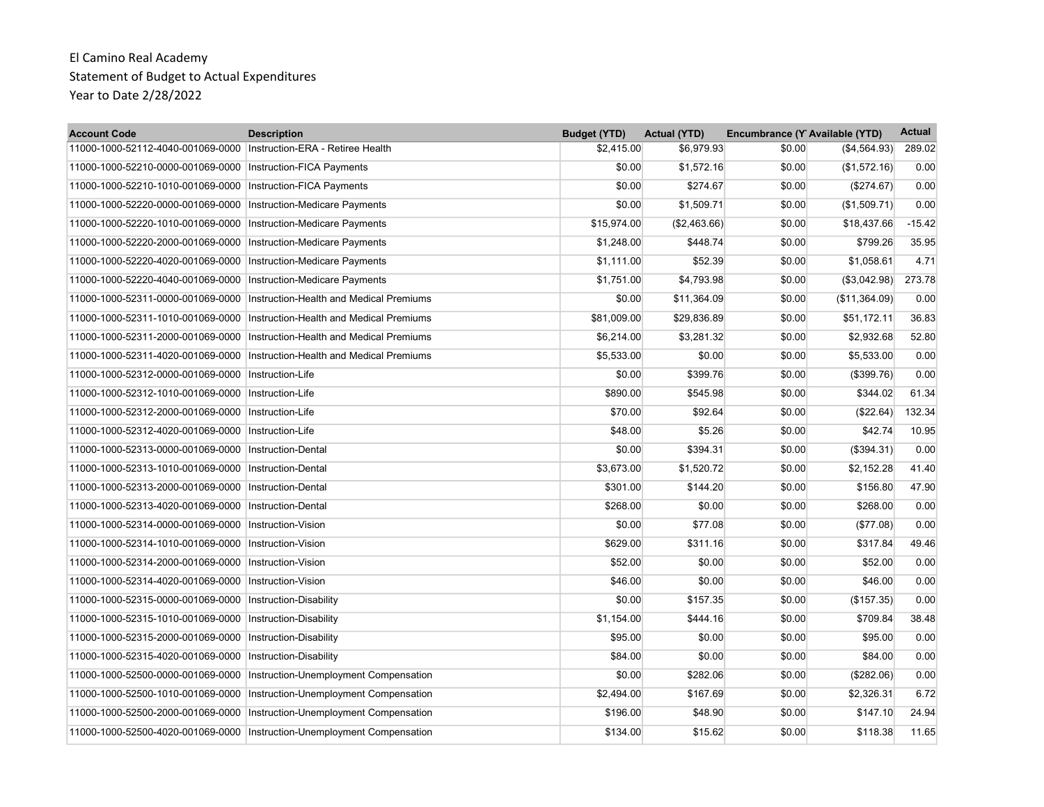El Camino Real Academy
Statement of Budget to Actual Expenditures
Year to Date 2/28/2022

| Account Code | Description | Budget (YTD) | Actual (YTD) | Encumbrance (Y | Available (YTD) | Actual |
|---|---|---|---|---|---|---|
| 11000-1000-52112-4040-001069-0000 | Instruction-ERA - Retiree Health | $2,415.00 | $6,979.93 | $0.00 | ($4,564.93) | 289.02 |
| 11000-1000-52210-0000-001069-0000 | Instruction-FICA Payments | $0.00 | $1,572.16 | $0.00 | ($1,572.16) | 0.00 |
| 11000-1000-52210-1010-001069-0000 | Instruction-FICA Payments | $0.00 | $274.67 | $0.00 | ($274.67) | 0.00 |
| 11000-1000-52220-0000-001069-0000 | Instruction-Medicare Payments | $0.00 | $1,509.71 | $0.00 | ($1,509.71) | 0.00 |
| 11000-1000-52220-1010-001069-0000 | Instruction-Medicare Payments | $15,974.00 | ($2,463.66) | $0.00 | $18,437.66 | -15.42 |
| 11000-1000-52220-2000-001069-0000 | Instruction-Medicare Payments | $1,248.00 | $448.74 | $0.00 | $799.26 | 35.95 |
| 11000-1000-52220-4020-001069-0000 | Instruction-Medicare Payments | $1,111.00 | $52.39 | $0.00 | $1,058.61 | 4.71 |
| 11000-1000-52220-4040-001069-0000 | Instruction-Medicare Payments | $1,751.00 | $4,793.98 | $0.00 | ($3,042.98) | 273.78 |
| 11000-1000-52311-0000-001069-0000 | Instruction-Health and Medical Premiums | $0.00 | $11,364.09 | $0.00 | ($11,364.09) | 0.00 |
| 11000-1000-52311-1010-001069-0000 | Instruction-Health and Medical Premiums | $81,009.00 | $29,836.89 | $0.00 | $51,172.11 | 36.83 |
| 11000-1000-52311-2000-001069-0000 | Instruction-Health and Medical Premiums | $6,214.00 | $3,281.32 | $0.00 | $2,932.68 | 52.80 |
| 11000-1000-52311-4020-001069-0000 | Instruction-Health and Medical Premiums | $5,533.00 | $0.00 | $0.00 | $5,533.00 | 0.00 |
| 11000-1000-52312-0000-001069-0000 | Instruction-Life | $0.00 | $399.76 | $0.00 | ($399.76) | 0.00 |
| 11000-1000-52312-1010-001069-0000 | Instruction-Life | $890.00 | $545.98 | $0.00 | $344.02 | 61.34 |
| 11000-1000-52312-2000-001069-0000 | Instruction-Life | $70.00 | $92.64 | $0.00 | ($22.64) | 132.34 |
| 11000-1000-52312-4020-001069-0000 | Instruction-Life | $48.00 | $5.26 | $0.00 | $42.74 | 10.95 |
| 11000-1000-52313-0000-001069-0000 | Instruction-Dental | $0.00 | $394.31 | $0.00 | ($394.31) | 0.00 |
| 11000-1000-52313-1010-001069-0000 | Instruction-Dental | $3,673.00 | $1,520.72 | $0.00 | $2,152.28 | 41.40 |
| 11000-1000-52313-2000-001069-0000 | Instruction-Dental | $301.00 | $144.20 | $0.00 | $156.80 | 47.90 |
| 11000-1000-52313-4020-001069-0000 | Instruction-Dental | $268.00 | $0.00 | $0.00 | $268.00 | 0.00 |
| 11000-1000-52314-0000-001069-0000 | Instruction-Vision | $0.00 | $77.08 | $0.00 | ($77.08) | 0.00 |
| 11000-1000-52314-1010-001069-0000 | Instruction-Vision | $629.00 | $311.16 | $0.00 | $317.84 | 49.46 |
| 11000-1000-52314-2000-001069-0000 | Instruction-Vision | $52.00 | $0.00 | $0.00 | $52.00 | 0.00 |
| 11000-1000-52314-4020-001069-0000 | Instruction-Vision | $46.00 | $0.00 | $0.00 | $46.00 | 0.00 |
| 11000-1000-52315-0000-001069-0000 | Instruction-Disability | $0.00 | $157.35 | $0.00 | ($157.35) | 0.00 |
| 11000-1000-52315-1010-001069-0000 | Instruction-Disability | $1,154.00 | $444.16 | $0.00 | $709.84 | 38.48 |
| 11000-1000-52315-2000-001069-0000 | Instruction-Disability | $95.00 | $0.00 | $0.00 | $95.00 | 0.00 |
| 11000-1000-52315-4020-001069-0000 | Instruction-Disability | $84.00 | $0.00 | $0.00 | $84.00 | 0.00 |
| 11000-1000-52500-0000-001069-0000 | Instruction-Unemployment Compensation | $0.00 | $282.06 | $0.00 | ($282.06) | 0.00 |
| 11000-1000-52500-1010-001069-0000 | Instruction-Unemployment Compensation | $2,494.00 | $167.69 | $0.00 | $2,326.31 | 6.72 |
| 11000-1000-52500-2000-001069-0000 | Instruction-Unemployment Compensation | $196.00 | $48.90 | $0.00 | $147.10 | 24.94 |
| 11000-1000-52500-4020-001069-0000 | Instruction-Unemployment Compensation | $134.00 | $15.62 | $0.00 | $118.38 | 11.65 |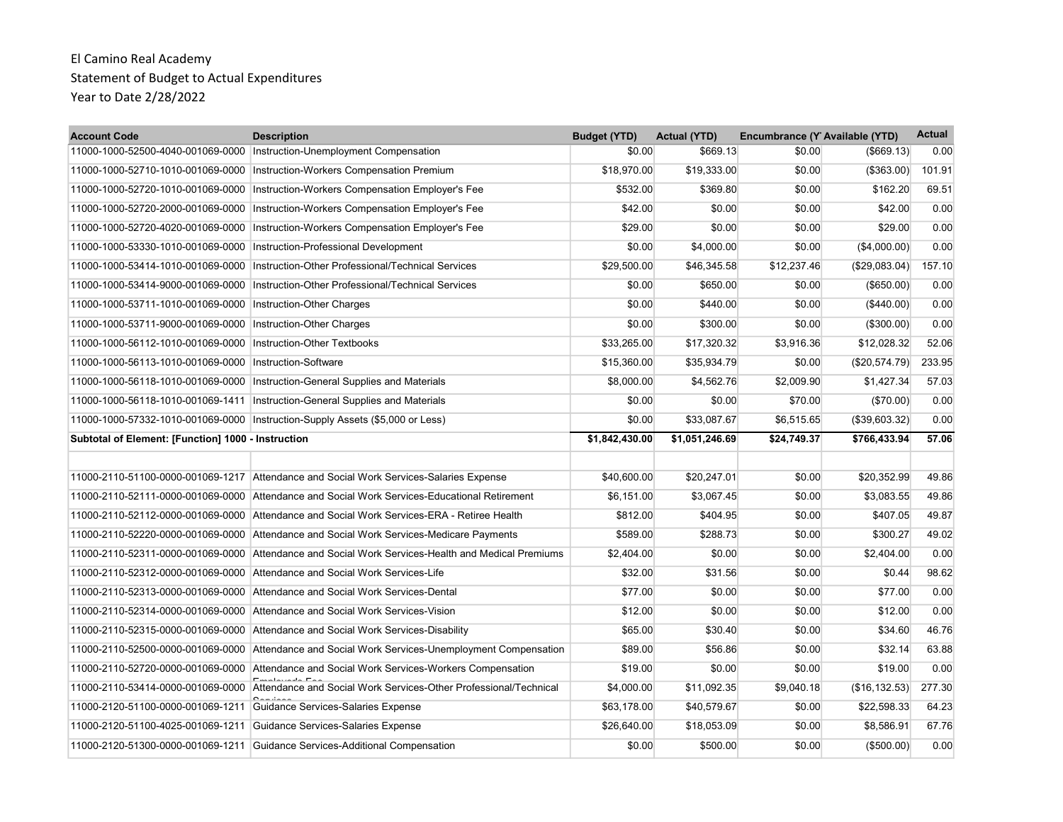El Camino Real Academy
Statement of Budget to Actual Expenditures
Year to Date 2/28/2022

| Account Code | Description | Budget (YTD) | Actual (YTD) | Encumbrance (Y | Available (YTD) | Actual |
|---|---|---|---|---|---|---|
| 11000-1000-52500-4040-001069-0000 | Instruction-Unemployment Compensation | $0.00 | $669.13 | $0.00 | ($669.13) | 0.00 |
| 11000-1000-52710-1010-001069-0000 | Instruction-Workers Compensation Premium | $18,970.00 | $19,333.00 | $0.00 | ($363.00) | 101.91 |
| 11000-1000-52720-1010-001069-0000 | Instruction-Workers Compensation Employer's Fee | $532.00 | $369.80 | $0.00 | $162.20 | 69.51 |
| 11000-1000-52720-2000-001069-0000 | Instruction-Workers Compensation Employer's Fee | $42.00 | $0.00 | $0.00 | $42.00 | 0.00 |
| 11000-1000-52720-4020-001069-0000 | Instruction-Workers Compensation Employer's Fee | $29.00 | $0.00 | $0.00 | $29.00 | 0.00 |
| 11000-1000-53330-1010-001069-0000 | Instruction-Professional Development | $0.00 | $4,000.00 | $0.00 | ($4,000.00) | 0.00 |
| 11000-1000-53414-1010-001069-0000 | Instruction-Other Professional/Technical Services | $29,500.00 | $46,345.58 | $12,237.46 | ($29,083.04) | 157.10 |
| 11000-1000-53414-9000-001069-0000 | Instruction-Other Professional/Technical Services | $0.00 | $650.00 | $0.00 | ($650.00) | 0.00 |
| 11000-1000-53711-1010-001069-0000 | Instruction-Other Charges | $0.00 | $440.00 | $0.00 | ($440.00) | 0.00 |
| 11000-1000-53711-9000-001069-0000 | Instruction-Other Charges | $0.00 | $300.00 | $0.00 | ($300.00) | 0.00 |
| 11000-1000-56112-1010-001069-0000 | Instruction-Other Textbooks | $33,265.00 | $17,320.32 | $3,916.36 | $12,028.32 | 52.06 |
| 11000-1000-56113-1010-001069-0000 | Instruction-Software | $15,360.00 | $35,934.79 | $0.00 | ($20,574.79) | 233.95 |
| 11000-1000-56118-1010-001069-0000 | Instruction-General Supplies and Materials | $8,000.00 | $4,562.76 | $2,009.90 | $1,427.34 | 57.03 |
| 11000-1000-56118-1010-001069-1411 | Instruction-General Supplies and Materials | $0.00 | $0.00 | $70.00 | ($70.00) | 0.00 |
| 11000-1000-57332-1010-001069-0000 | Instruction-Supply Assets ($5,000 or Less) | $0.00 | $33,087.67 | $6,515.65 | ($39,603.32) | 0.00 |
| **Subtotal of Element: [Function] 1000 - Instruction** | | **$1,842,430.00** | **$1,051,246.69** | **$24,749.37** | **$766,433.94** | **57.06** |
| | | | | | | |
| 11000-2110-51100-0000-001069-1217 | Attendance and Social Work Services-Salaries Expense | $40,600.00 | $20,247.01 | $0.00 | $20,352.99 | 49.86 |
| 11000-2110-52111-0000-001069-0000 | Attendance and Social Work Services-Educational Retirement | $6,151.00 | $3,067.45 | $0.00 | $3,083.55 | 49.86 |
| 11000-2110-52112-0000-001069-0000 | Attendance and Social Work Services-ERA - Retiree Health | $812.00 | $404.95 | $0.00 | $407.05 | 49.87 |
| 11000-2110-52220-0000-001069-0000 | Attendance and Social Work Services-Medicare Payments | $589.00 | $288.73 | $0.00 | $300.27 | 49.02 |
| 11000-2110-52311-0000-001069-0000 | Attendance and Social Work Services-Health and Medical Premiums | $2,404.00 | $0.00 | $0.00 | $2,404.00 | 0.00 |
| 11000-2110-52312-0000-001069-0000 | Attendance and Social Work Services-Life | $32.00 | $31.56 | $0.00 | $0.44 | 98.62 |
| 11000-2110-52313-0000-001069-0000 | Attendance and Social Work Services-Dental | $77.00 | $0.00 | $0.00 | $77.00 | 0.00 |
| 11000-2110-52314-0000-001069-0000 | Attendance and Social Work Services-Vision | $12.00 | $0.00 | $0.00 | $12.00 | 0.00 |
| 11000-2110-52315-0000-001069-0000 | Attendance and Social Work Services-Disability | $65.00 | $30.40 | $0.00 | $34.60 | 46.76 |
| 11000-2110-52500-0000-001069-0000 | Attendance and Social Work Services-Unemployment Compensation | $89.00 | $56.86 | $0.00 | $32.14 | 63.88 |
| 11000-2110-52720-0000-001069-0000 | Attendance and Social Work Services-Workers Compensation Employer's Fee | $19.00 | $0.00 | $0.00 | $19.00 | 0.00 |
| 11000-2110-53414-0000-001069-0000 | Attendance and Social Work Services-Other Professional/Technical Services | $4,000.00 | $11,092.35 | $9,040.18 | ($16,132.53) | 277.30 |
| 11000-2120-51100-0000-001069-1211 | Guidance Services-Salaries Expense | $63,178.00 | $40,579.67 | $0.00 | $22,598.33 | 64.23 |
| 11000-2120-51100-4025-001069-1211 | Guidance Services-Salaries Expense | $26,640.00 | $18,053.09 | $0.00 | $8,586.91 | 67.76 |
| 11000-2120-51300-0000-001069-1211 | Guidance Services-Additional Compensation | $0.00 | $500.00 | $0.00 | ($500.00) | 0.00 |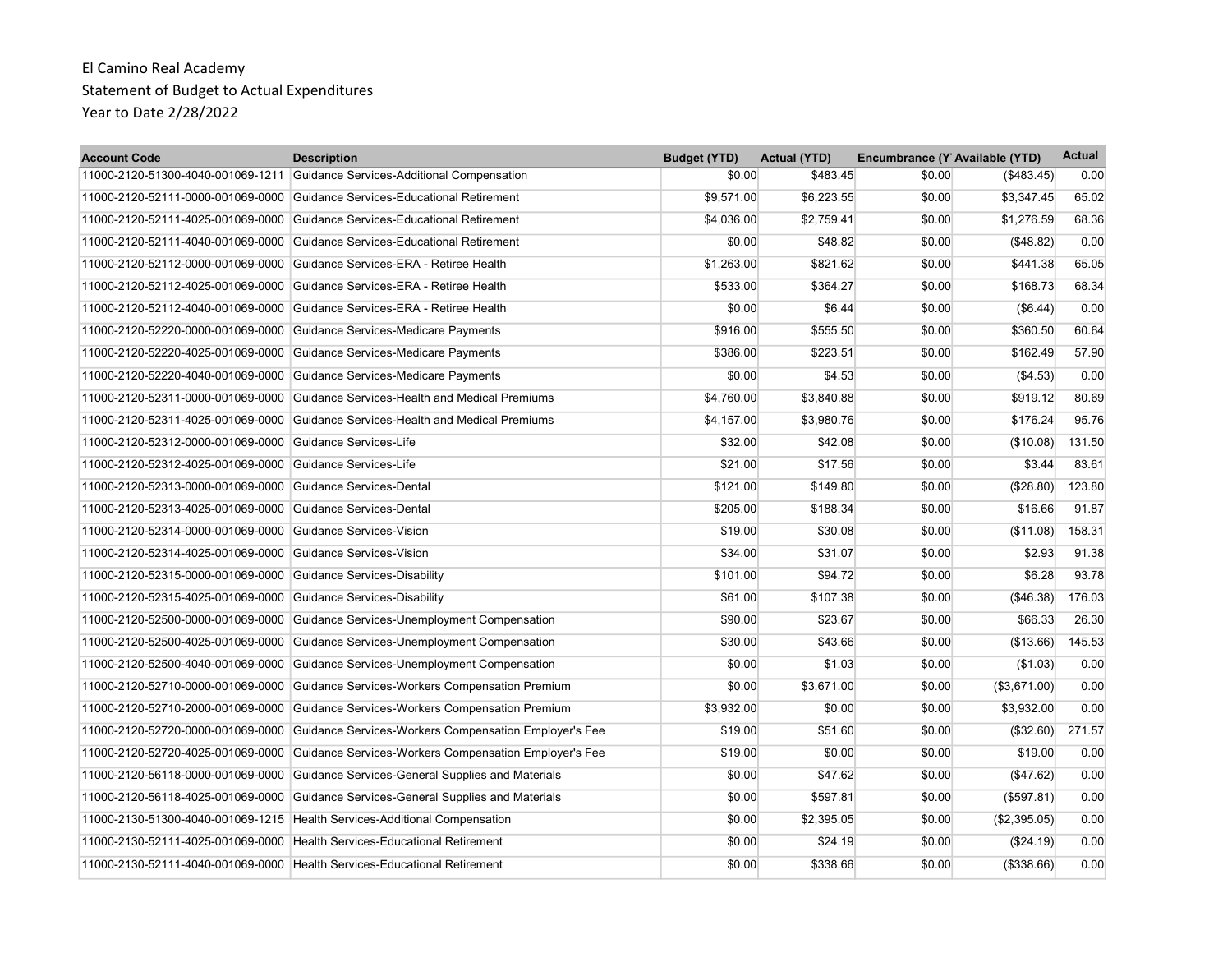El Camino Real Academy
Statement of Budget to Actual Expenditures
Year to Date 2/28/2022

| Account Code | Description | Budget (YTD) | Actual (YTD) | Encumbrance (Y | Available (YTD) | Actual |
|---|---|---|---|---|---|---|
| 11000-2120-51300-4040-001069-1211 | Guidance Services-Additional Compensation | $0.00 | $483.45 | $0.00 | ($483.45) | 0.00 |
| 11000-2120-52111-0000-001069-0000 | Guidance Services-Educational Retirement | $9,571.00 | $6,223.55 | $0.00 | $3,347.45 | 65.02 |
| 11000-2120-52111-4025-001069-0000 | Guidance Services-Educational Retirement | $4,036.00 | $2,759.41 | $0.00 | $1,276.59 | 68.36 |
| 11000-2120-52111-4040-001069-0000 | Guidance Services-Educational Retirement | $0.00 | $48.82 | $0.00 | ($48.82) | 0.00 |
| 11000-2120-52112-0000-001069-0000 | Guidance Services-ERA - Retiree Health | $1,263.00 | $821.62 | $0.00 | $441.38 | 65.05 |
| 11000-2120-52112-4025-001069-0000 | Guidance Services-ERA - Retiree Health | $533.00 | $364.27 | $0.00 | $168.73 | 68.34 |
| 11000-2120-52112-4040-001069-0000 | Guidance Services-ERA - Retiree Health | $0.00 | $6.44 | $0.00 | ($6.44) | 0.00 |
| 11000-2120-52220-0000-001069-0000 | Guidance Services-Medicare Payments | $916.00 | $555.50 | $0.00 | $360.50 | 60.64 |
| 11000-2120-52220-4025-001069-0000 | Guidance Services-Medicare Payments | $386.00 | $223.51 | $0.00 | $162.49 | 57.90 |
| 11000-2120-52220-4040-001069-0000 | Guidance Services-Medicare Payments | $0.00 | $4.53 | $0.00 | ($4.53) | 0.00 |
| 11000-2120-52311-0000-001069-0000 | Guidance Services-Health and Medical Premiums | $4,760.00 | $3,840.88 | $0.00 | $919.12 | 80.69 |
| 11000-2120-52311-4025-001069-0000 | Guidance Services-Health and Medical Premiums | $4,157.00 | $3,980.76 | $0.00 | $176.24 | 95.76 |
| 11000-2120-52312-0000-001069-0000 | Guidance Services-Life | $32.00 | $42.08 | $0.00 | ($10.08) | 131.50 |
| 11000-2120-52312-4025-001069-0000 | Guidance Services-Life | $21.00 | $17.56 | $0.00 | $3.44 | 83.61 |
| 11000-2120-52313-0000-001069-0000 | Guidance Services-Dental | $121.00 | $149.80 | $0.00 | ($28.80) | 123.80 |
| 11000-2120-52313-4025-001069-0000 | Guidance Services-Dental | $205.00 | $188.34 | $0.00 | $16.66 | 91.87 |
| 11000-2120-52314-0000-001069-0000 | Guidance Services-Vision | $19.00 | $30.08 | $0.00 | ($11.08) | 158.31 |
| 11000-2120-52314-4025-001069-0000 | Guidance Services-Vision | $34.00 | $31.07 | $0.00 | $2.93 | 91.38 |
| 11000-2120-52315-0000-001069-0000 | Guidance Services-Disability | $101.00 | $94.72 | $0.00 | $6.28 | 93.78 |
| 11000-2120-52315-4025-001069-0000 | Guidance Services-Disability | $61.00 | $107.38 | $0.00 | ($46.38) | 176.03 |
| 11000-2120-52500-0000-001069-0000 | Guidance Services-Unemployment Compensation | $90.00 | $23.67 | $0.00 | $66.33 | 26.30 |
| 11000-2120-52500-4025-001069-0000 | Guidance Services-Unemployment Compensation | $30.00 | $43.66 | $0.00 | ($13.66) | 145.53 |
| 11000-2120-52500-4040-001069-0000 | Guidance Services-Unemployment Compensation | $0.00 | $1.03 | $0.00 | ($1.03) | 0.00 |
| 11000-2120-52710-0000-001069-0000 | Guidance Services-Workers Compensation Premium | $0.00 | $3,671.00 | $0.00 | ($3,671.00) | 0.00 |
| 11000-2120-52710-2000-001069-0000 | Guidance Services-Workers Compensation Premium | $3,932.00 | $0.00 | $0.00 | $3,932.00 | 0.00 |
| 11000-2120-52720-0000-001069-0000 | Guidance Services-Workers Compensation Employer's Fee | $19.00 | $51.60 | $0.00 | ($32.60) | 271.57 |
| 11000-2120-52720-4025-001069-0000 | Guidance Services-Workers Compensation Employer's Fee | $19.00 | $0.00 | $0.00 | $19.00 | 0.00 |
| 11000-2120-56118-0000-001069-0000 | Guidance Services-General Supplies and Materials | $0.00 | $47.62 | $0.00 | ($47.62) | 0.00 |
| 11000-2120-56118-4025-001069-0000 | Guidance Services-General Supplies and Materials | $0.00 | $597.81 | $0.00 | ($597.81) | 0.00 |
| 11000-2130-51300-4040-001069-1215 | Health Services-Additional Compensation | $0.00 | $2,395.05 | $0.00 | ($2,395.05) | 0.00 |
| 11000-2130-52111-4025-001069-0000 | Health Services-Educational Retirement | $0.00 | $24.19 | $0.00 | ($24.19) | 0.00 |
| 11000-2130-52111-4040-001069-0000 | Health Services-Educational Retirement | $0.00 | $338.66 | $0.00 | ($338.66) | 0.00 |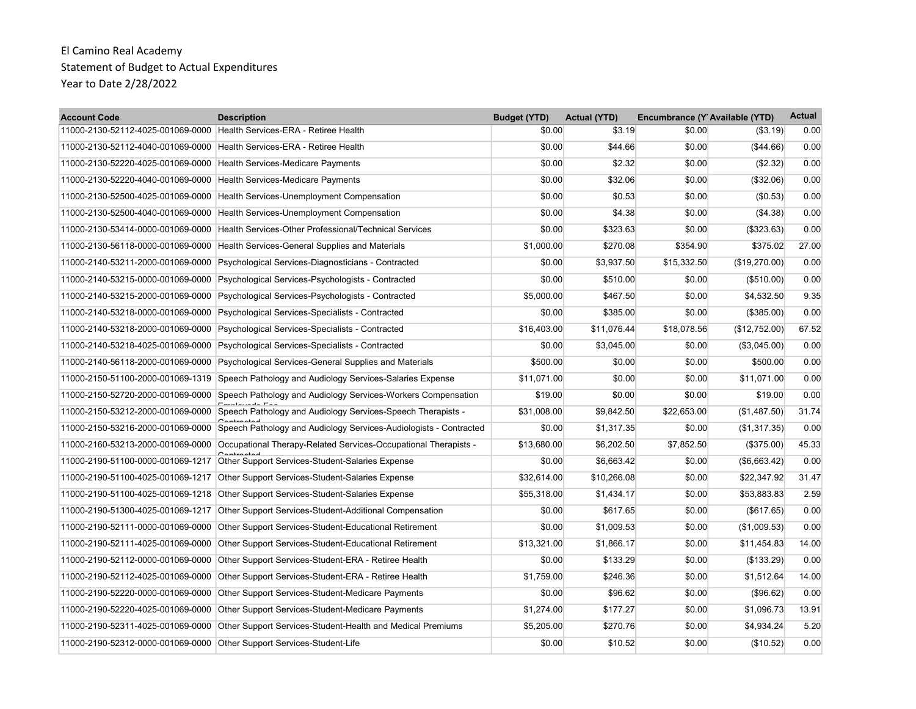El Camino Real Academy
Statement of Budget to Actual Expenditures
Year to Date 2/28/2022

| Account Code | Description | Budget (YTD) | Actual (YTD) | Encumbrance (Y | Available (YTD) | Actual |
|---|---|---|---|---|---|---|
| 11000-2130-52112-4025-001069-0000 | Health Services-ERA - Retiree Health | $0.00 | $3.19 | $0.00 | ($3.19) | 0.00 |
| 11000-2130-52112-4040-001069-0000 | Health Services-ERA - Retiree Health | $0.00 | $44.66 | $0.00 | ($44.66) | 0.00 |
| 11000-2130-52220-4025-001069-0000 | Health Services-Medicare Payments | $0.00 | $2.32 | $0.00 | ($2.32) | 0.00 |
| 11000-2130-52220-4040-001069-0000 | Health Services-Medicare Payments | $0.00 | $32.06 | $0.00 | ($32.06) | 0.00 |
| 11000-2130-52500-4025-001069-0000 | Health Services-Unemployment Compensation | $0.00 | $0.53 | $0.00 | ($0.53) | 0.00 |
| 11000-2130-52500-4040-001069-0000 | Health Services-Unemployment Compensation | $0.00 | $4.38 | $0.00 | ($4.38) | 0.00 |
| 11000-2130-53414-0000-001069-0000 | Health Services-Other Professional/Technical Services | $0.00 | $323.63 | $0.00 | ($323.63) | 0.00 |
| 11000-2130-56118-0000-001069-0000 | Health Services-General Supplies and Materials | $1,000.00 | $270.08 | $354.90 | $375.02 | 27.00 |
| 11000-2140-53211-2000-001069-0000 | Psychological Services-Diagnosticians - Contracted | $0.00 | $3,937.50 | $15,332.50 | ($19,270.00) | 0.00 |
| 11000-2140-53215-0000-001069-0000 | Psychological Services-Psychologists - Contracted | $0.00 | $510.00 | $0.00 | ($510.00) | 0.00 |
| 11000-2140-53215-2000-001069-0000 | Psychological Services-Psychologists - Contracted | $5,000.00 | $467.50 | $0.00 | $4,532.50 | 9.35 |
| 11000-2140-53218-0000-001069-0000 | Psychological Services-Specialists - Contracted | $0.00 | $385.00 | $0.00 | ($385.00) | 0.00 |
| 11000-2140-53218-2000-001069-0000 | Psychological Services-Specialists - Contracted | $16,403.00 | $11,076.44 | $18,078.56 | ($12,752.00) | 67.52 |
| 11000-2140-53218-4025-001069-0000 | Psychological Services-Specialists - Contracted | $0.00 | $3,045.00 | $0.00 | ($3,045.00) | 0.00 |
| 11000-2140-56118-2000-001069-0000 | Psychological Services-General Supplies and Materials | $500.00 | $0.00 | $0.00 | $500.00 | 0.00 |
| 11000-2150-51100-2000-001069-1319 | Speech Pathology and Audiology Services-Salaries Expense | $11,071.00 | $0.00 | $0.00 | $11,071.00 | 0.00 |
| 11000-2150-52720-2000-001069-0000 | Speech Pathology and Audiology Services-Workers Compensation Employer's Fee | $19.00 | $0.00 | $0.00 | $19.00 | 0.00 |
| 11000-2150-53212-2000-001069-0000 | Speech Pathology and Audiology Services-Speech Therapists - Contracted | $31,008.00 | $9,842.50 | $22,653.00 | ($1,487.50) | 31.74 |
| 11000-2150-53216-2000-001069-0000 | Speech Pathology and Audiology Services-Audiologists - Contracted | $0.00 | $1,317.35 | $0.00 | ($1,317.35) | 0.00 |
| 11000-2160-53213-2000-001069-0000 | Occupational Therapy-Related Services-Occupational Therapists - Contracted | $13,680.00 | $6,202.50 | $7,852.50 | ($375.00) | 45.33 |
| 11000-2190-51100-0000-001069-1217 | Other Support Services-Student-Salaries Expense | $0.00 | $6,663.42 | $0.00 | ($6,663.42) | 0.00 |
| 11000-2190-51100-4025-001069-1217 | Other Support Services-Student-Salaries Expense | $32,614.00 | $10,266.08 | $0.00 | $22,347.92 | 31.47 |
| 11000-2190-51100-4025-001069-1218 | Other Support Services-Student-Salaries Expense | $55,318.00 | $1,434.17 | $0.00 | $53,883.83 | 2.59 |
| 11000-2190-51300-4025-001069-1217 | Other Support Services-Student-Additional Compensation | $0.00 | $617.65 | $0.00 | ($617.65) | 0.00 |
| 11000-2190-52111-0000-001069-0000 | Other Support Services-Student-Educational Retirement | $0.00 | $1,009.53 | $0.00 | ($1,009.53) | 0.00 |
| 11000-2190-52111-4025-001069-0000 | Other Support Services-Student-Educational Retirement | $13,321.00 | $1,866.17 | $0.00 | $11,454.83 | 14.00 |
| 11000-2190-52112-0000-001069-0000 | Other Support Services-Student-ERA - Retiree Health | $0.00 | $133.29 | $0.00 | ($133.29) | 0.00 |
| 11000-2190-52112-4025-001069-0000 | Other Support Services-Student-ERA - Retiree Health | $1,759.00 | $246.36 | $0.00 | $1,512.64 | 14.00 |
| 11000-2190-52220-0000-001069-0000 | Other Support Services-Student-Medicare Payments | $0.00 | $96.62 | $0.00 | ($96.62) | 0.00 |
| 11000-2190-52220-4025-001069-0000 | Other Support Services-Student-Medicare Payments | $1,274.00 | $177.27 | $0.00 | $1,096.73 | 13.91 |
| 11000-2190-52311-4025-001069-0000 | Other Support Services-Student-Health and Medical Premiums | $5,205.00 | $270.76 | $0.00 | $4,934.24 | 5.20 |
| 11000-2190-52312-0000-001069-0000 | Other Support Services-Student-Life | $0.00 | $10.52 | $0.00 | ($10.52) | 0.00 |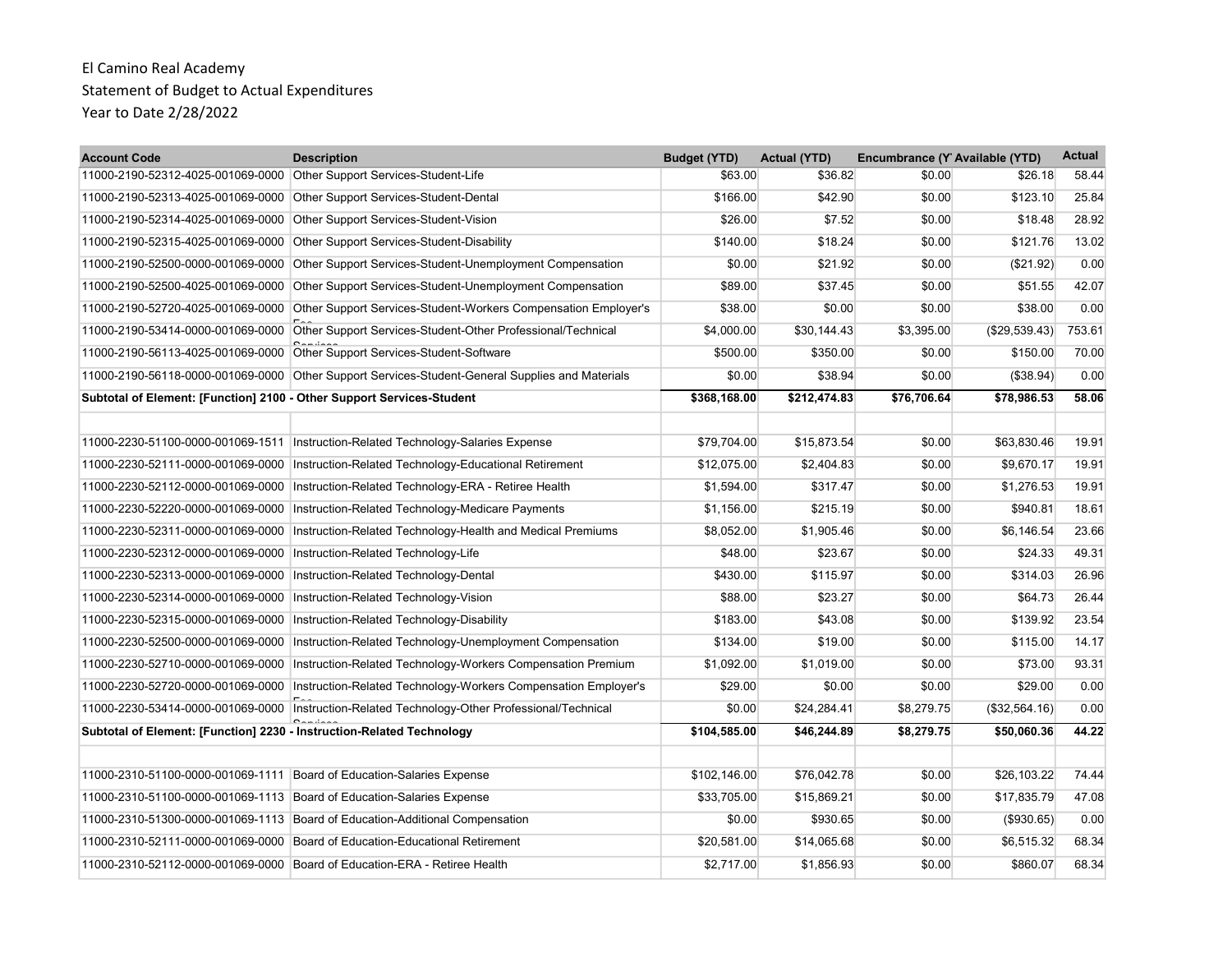El Camino Real Academy
Statement of Budget to Actual Expenditures
Year to Date 2/28/2022

| Account Code | Description | Budget (YTD) | Actual (YTD) | Encumbrance (YTD) | Available (YTD) | Actual |
|---|---|---|---|---|---|---|
| 11000-2190-52312-4025-001069-0000 | Other Support Services-Student-Life | $63.00 | $36.82 | $0.00 | $26.18 | 58.44 |
| 11000-2190-52313-4025-001069-0000 | Other Support Services-Student-Dental | $166.00 | $42.90 | $0.00 | $123.10 | 25.84 |
| 11000-2190-52314-4025-001069-0000 | Other Support Services-Student-Vision | $26.00 | $7.52 | $0.00 | $18.48 | 28.92 |
| 11000-2190-52315-4025-001069-0000 | Other Support Services-Student-Disability | $140.00 | $18.24 | $0.00 | $121.76 | 13.02 |
| 11000-2190-52500-0000-001069-0000 | Other Support Services-Student-Unemployment Compensation | $0.00 | $21.92 | $0.00 | ($21.92) | 0.00 |
| 11000-2190-52500-4025-001069-0000 | Other Support Services-Student-Unemployment Compensation | $89.00 | $37.45 | $0.00 | $51.55 | 42.07 |
| 11000-2190-52720-4025-001069-0000 | Other Support Services-Student-Workers Compensation Employer's Fee | $38.00 | $0.00 | $0.00 | $38.00 | 0.00 |
| 11000-2190-53414-0000-001069-0000 | Other Support Services-Student-Other Professional/Technical Services | $4,000.00 | $30,144.43 | $3,395.00 | ($29,539.43) | 753.61 |
| 11000-2190-56113-4025-001069-0000 | Other Support Services-Student-Software | $500.00 | $350.00 | $0.00 | $150.00 | 70.00 |
| 11000-2190-56118-0000-001069-0000 | Other Support Services-Student-General Supplies and Materials | $0.00 | $38.94 | $0.00 | ($38.94) | 0.00 |
| **Subtotal of Element: [Function] 2100 - Other Support Services-Student** | | **$368,168.00** | **$212,474.83** | **$76,706.64** | **$78,986.53** | **58.06** |
| | | | | | | |
| 11000-2230-51100-0000-001069-1511 | Instruction-Related Technology-Salaries Expense | $79,704.00 | $15,873.54 | $0.00 | $63,830.46 | 19.91 |
| 11000-2230-52111-0000-001069-0000 | Instruction-Related Technology-Educational Retirement | $12,075.00 | $2,404.83 | $0.00 | $9,670.17 | 19.91 |
| 11000-2230-52112-0000-001069-0000 | Instruction-Related Technology-ERA - Retiree Health | $1,594.00 | $317.47 | $0.00 | $1,276.53 | 19.91 |
| 11000-2230-52220-0000-001069-0000 | Instruction-Related Technology-Medicare Payments | $1,156.00 | $215.19 | $0.00 | $940.81 | 18.61 |
| 11000-2230-52311-0000-001069-0000 | Instruction-Related Technology-Health and Medical Premiums | $8,052.00 | $1,905.46 | $0.00 | $6,146.54 | 23.66 |
| 11000-2230-52312-0000-001069-0000 | Instruction-Related Technology-Life | $48.00 | $23.67 | $0.00 | $24.33 | 49.31 |
| 11000-2230-52313-0000-001069-0000 | Instruction-Related Technology-Dental | $430.00 | $115.97 | $0.00 | $314.03 | 26.96 |
| 11000-2230-52314-0000-001069-0000 | Instruction-Related Technology-Vision | $88.00 | $23.27 | $0.00 | $64.73 | 26.44 |
| 11000-2230-52315-0000-001069-0000 | Instruction-Related Technology-Disability | $183.00 | $43.08 | $0.00 | $139.92 | 23.54 |
| 11000-2230-52500-0000-001069-0000 | Instruction-Related Technology-Unemployment Compensation | $134.00 | $19.00 | $0.00 | $115.00 | 14.17 |
| 11000-2230-52710-0000-001069-0000 | Instruction-Related Technology-Workers Compensation Premium | $1,092.00 | $1,019.00 | $0.00 | $73.00 | 93.31 |
| 11000-2230-52720-0000-001069-0000 | Instruction-Related Technology-Workers Compensation Employer's Fee | $29.00 | $0.00 | $0.00 | $29.00 | 0.00 |
| 11000-2230-53414-0000-001069-0000 | Instruction-Related Technology-Other Professional/Technical Services | $0.00 | $24,284.41 | $8,279.75 | ($32,564.16) | 0.00 |
| **Subtotal of Element: [Function] 2230 - Instruction-Related Technology** | | **$104,585.00** | **$46,244.89** | **$8,279.75** | **$50,060.36** | **44.22** |
| | | | | | | |
| 11000-2310-51100-0000-001069-1111 | Board of Education-Salaries Expense | $102,146.00 | $76,042.78 | $0.00 | $26,103.22 | 74.44 |
| 11000-2310-51100-0000-001069-1113 | Board of Education-Salaries Expense | $33,705.00 | $15,869.21 | $0.00 | $17,835.79 | 47.08 |
| 11000-2310-51300-0000-001069-1113 | Board of Education-Additional Compensation | $0.00 | $930.65 | $0.00 | ($930.65) | 0.00 |
| 11000-2310-52111-0000-001069-0000 | Board of Education-Educational Retirement | $20,581.00 | $14,065.68 | $0.00 | $6,515.32 | 68.34 |
| 11000-2310-52112-0000-001069-0000 | Board of Education-ERA - Retiree Health | $2,717.00 | $1,856.93 | $0.00 | $860.07 | 68.34 |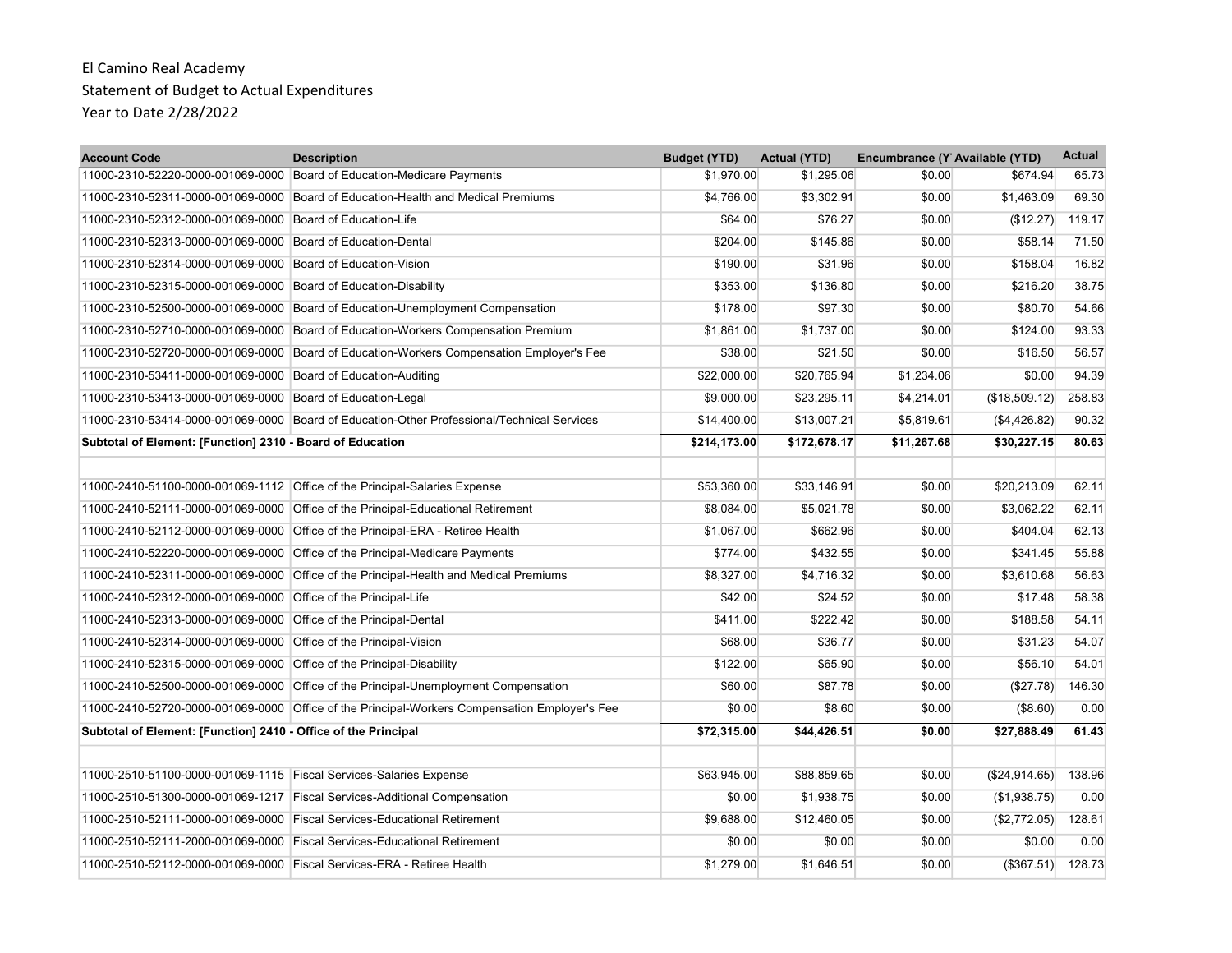El Camino Real Academy
Statement of Budget to Actual Expenditures
Year to Date 2/28/2022

| Account Code | Description | Budget (YTD) | Actual (YTD) | Encumbrance (Y | Available (YTD) | Actual |
|---|---|---|---|---|---|---|
| 11000-2310-52220-0000-001069-0000 | Board of Education-Medicare Payments | $1,970.00 | $1,295.06 | $0.00 | $674.94 | 65.73 |
| 11000-2310-52311-0000-001069-0000 | Board of Education-Health and Medical Premiums | $4,766.00 | $3,302.91 | $0.00 | $1,463.09 | 69.30 |
| 11000-2310-52312-0000-001069-0000 | Board of Education-Life | $64.00 | $76.27 | $0.00 | ($12.27) | 119.17 |
| 11000-2310-52313-0000-001069-0000 | Board of Education-Dental | $204.00 | $145.86 | $0.00 | $58.14 | 71.50 |
| 11000-2310-52314-0000-001069-0000 | Board of Education-Vision | $190.00 | $31.96 | $0.00 | $158.04 | 16.82 |
| 11000-2310-52315-0000-001069-0000 | Board of Education-Disability | $353.00 | $136.80 | $0.00 | $216.20 | 38.75 |
| 11000-2310-52500-0000-001069-0000 | Board of Education-Unemployment Compensation | $178.00 | $97.30 | $0.00 | $80.70 | 54.66 |
| 11000-2310-52710-0000-001069-0000 | Board of Education-Workers Compensation Premium | $1,861.00 | $1,737.00 | $0.00 | $124.00 | 93.33 |
| 11000-2310-52720-0000-001069-0000 | Board of Education-Workers Compensation Employer's Fee | $38.00 | $21.50 | $0.00 | $16.50 | 56.57 |
| 11000-2310-53411-0000-001069-0000 | Board of Education-Auditing | $22,000.00 | $20,765.94 | $1,234.06 | $0.00 | 94.39 |
| 11000-2310-53413-0000-001069-0000 | Board of Education-Legal | $9,000.00 | $23,295.11 | $4,214.01 | ($18,509.12) | 258.83 |
| 11000-2310-53414-0000-001069-0000 | Board of Education-Other Professional/Technical Services | $14,400.00 | $13,007.21 | $5,819.61 | ($4,426.82) | 90.32 |
| **Subtotal of Element: [Function] 2310 - Board of Education** | | **$214,173.00** | **$172,678.17** | **$11,267.68** | **$30,227.15** | **80.63** |
| | | | | | | |
| 11000-2410-51100-0000-001069-1112 | Office of the Principal-Salaries Expense | $53,360.00 | $33,146.91 | $0.00 | $20,213.09 | 62.11 |
| 11000-2410-52111-0000-001069-0000 | Office of the Principal-Educational Retirement | $8,084.00 | $5,021.78 | $0.00 | $3,062.22 | 62.11 |
| 11000-2410-52112-0000-001069-0000 | Office of the Principal-ERA - Retiree Health | $1,067.00 | $662.96 | $0.00 | $404.04 | 62.13 |
| 11000-2410-52220-0000-001069-0000 | Office of the Principal-Medicare Payments | $774.00 | $432.55 | $0.00 | $341.45 | 55.88 |
| 11000-2410-52311-0000-001069-0000 | Office of the Principal-Health and Medical Premiums | $8,327.00 | $4,716.32 | $0.00 | $3,610.68 | 56.63 |
| 11000-2410-52312-0000-001069-0000 | Office of the Principal-Life | $42.00 | $24.52 | $0.00 | $17.48 | 58.38 |
| 11000-2410-52313-0000-001069-0000 | Office of the Principal-Dental | $411.00 | $222.42 | $0.00 | $188.58 | 54.11 |
| 11000-2410-52314-0000-001069-0000 | Office of the Principal-Vision | $68.00 | $36.77 | $0.00 | $31.23 | 54.07 |
| 11000-2410-52315-0000-001069-0000 | Office of the Principal-Disability | $122.00 | $65.90 | $0.00 | $56.10 | 54.01 |
| 11000-2410-52500-0000-001069-0000 | Office of the Principal-Unemployment Compensation | $60.00 | $87.78 | $0.00 | ($27.78) | 146.30 |
| 11000-2410-52720-0000-001069-0000 | Office of the Principal-Workers Compensation Employer's Fee | $0.00 | $8.60 | $0.00 | ($8.60) | 0.00 |
| **Subtotal of Element: [Function] 2410 - Office of the Principal** | | **$72,315.00** | **$44,426.51** | **$0.00** | **$27,888.49** | **61.43** |
| | | | | | | |
| 11000-2510-51100-0000-001069-1115 | Fiscal Services-Salaries Expense | $63,945.00 | $88,859.65 | $0.00 | ($24,914.65) | 138.96 |
| 11000-2510-51300-0000-001069-1217 | Fiscal Services-Additional Compensation | $0.00 | $1,938.75 | $0.00 | ($1,938.75) | 0.00 |
| 11000-2510-52111-0000-001069-0000 | Fiscal Services-Educational Retirement | $9,688.00 | $12,460.05 | $0.00 | ($2,772.05) | 128.61 |
| 11000-2510-52111-2000-001069-0000 | Fiscal Services-Educational Retirement | $0.00 | $0.00 | $0.00 | $0.00 | 0.00 |
| 11000-2510-52112-0000-001069-0000 | Fiscal Services-ERA - Retiree Health | $1,279.00 | $1,646.51 | $0.00 | ($367.51) | 128.73 |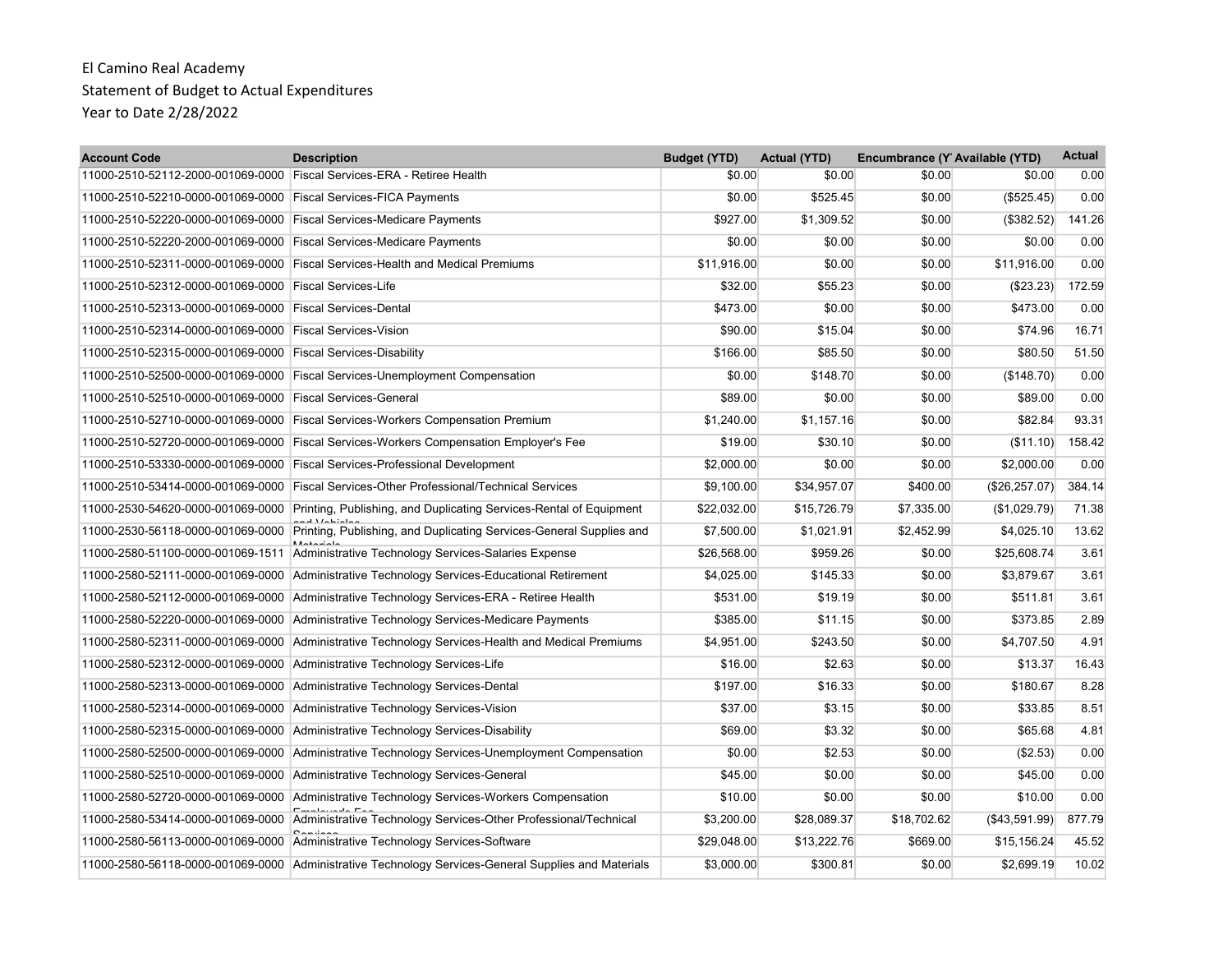El Camino Real Academy
Statement of Budget to Actual Expenditures
Year to Date 2/28/2022

| Account Code | Description | Budget (YTD) | Actual (YTD) | Encumbrance (Y | Available (YTD) | Actual |
|---|---|---|---|---|---|---|
| 11000-2510-52112-2000-001069-0000 | Fiscal Services-ERA - Retiree Health | $0.00 | $0.00 | $0.00 | $0.00 | 0.00 |
| 11000-2510-52210-0000-001069-0000 | Fiscal Services-FICA Payments | $0.00 | $525.45 | $0.00 | ($525.45) | 0.00 |
| 11000-2510-52220-0000-001069-0000 | Fiscal Services-Medicare Payments | $927.00 | $1,309.52 | $0.00 | ($382.52) | 141.26 |
| 11000-2510-52220-2000-001069-0000 | Fiscal Services-Medicare Payments | $0.00 | $0.00 | $0.00 | $0.00 | 0.00 |
| 11000-2510-52311-0000-001069-0000 | Fiscal Services-Health and Medical Premiums | $11,916.00 | $0.00 | $0.00 | $11,916.00 | 0.00 |
| 11000-2510-52312-0000-001069-0000 | Fiscal Services-Life | $32.00 | $55.23 | $0.00 | ($23.23) | 172.59 |
| 11000-2510-52313-0000-001069-0000 | Fiscal Services-Dental | $473.00 | $0.00 | $0.00 | $473.00 | 0.00 |
| 11000-2510-52314-0000-001069-0000 | Fiscal Services-Vision | $90.00 | $15.04 | $0.00 | $74.96 | 16.71 |
| 11000-2510-52315-0000-001069-0000 | Fiscal Services-Disability | $166.00 | $85.50 | $0.00 | $80.50 | 51.50 |
| 11000-2510-52500-0000-001069-0000 | Fiscal Services-Unemployment Compensation | $0.00 | $148.70 | $0.00 | ($148.70) | 0.00 |
| 11000-2510-52510-0000-001069-0000 | Fiscal Services-General | $89.00 | $0.00 | $0.00 | $89.00 | 0.00 |
| 11000-2510-52710-0000-001069-0000 | Fiscal Services-Workers Compensation Premium | $1,240.00 | $1,157.16 | $0.00 | $82.84 | 93.31 |
| 11000-2510-52720-0000-001069-0000 | Fiscal Services-Workers Compensation Employer's Fee | $19.00 | $30.10 | $0.00 | ($11.10) | 158.42 |
| 11000-2510-53330-0000-001069-0000 | Fiscal Services-Professional Development | $2,000.00 | $0.00 | $0.00 | $2,000.00 | 0.00 |
| 11000-2510-53414-0000-001069-0000 | Fiscal Services-Other Professional/Technical Services | $9,100.00 | $34,957.07 | $400.00 | ($26,257.07) | 384.14 |
| 11000-2530-54620-0000-001069-0000 | Printing, Publishing, and Duplicating Services-Rental of Equipment and Vehicles | $22,032.00 | $15,726.79 | $7,335.00 | ($1,029.79) | 71.38 |
| 11000-2530-56118-0000-001069-0000 | Printing, Publishing, and Duplicating Services-General Supplies and Materials | $7,500.00 | $1,021.91 | $2,452.99 | $4,025.10 | 13.62 |
| 11000-2580-51100-0000-001069-1511 | Administrative Technology Services-Salaries Expense | $26,568.00 | $959.26 | $0.00 | $25,608.74 | 3.61 |
| 11000-2580-52111-0000-001069-0000 | Administrative Technology Services-Educational Retirement | $4,025.00 | $145.33 | $0.00 | $3,879.67 | 3.61 |
| 11000-2580-52112-0000-001069-0000 | Administrative Technology Services-ERA - Retiree Health | $531.00 | $19.19 | $0.00 | $511.81 | 3.61 |
| 11000-2580-52220-0000-001069-0000 | Administrative Technology Services-Medicare Payments | $385.00 | $11.15 | $0.00 | $373.85 | 2.89 |
| 11000-2580-52311-0000-001069-0000 | Administrative Technology Services-Health and Medical Premiums | $4,951.00 | $243.50 | $0.00 | $4,707.50 | 4.91 |
| 11000-2580-52312-0000-001069-0000 | Administrative Technology Services-Life | $16.00 | $2.63 | $0.00 | $13.37 | 16.43 |
| 11000-2580-52313-0000-001069-0000 | Administrative Technology Services-Dental | $197.00 | $16.33 | $0.00 | $180.67 | 8.28 |
| 11000-2580-52314-0000-001069-0000 | Administrative Technology Services-Vision | $37.00 | $3.15 | $0.00 | $33.85 | 8.51 |
| 11000-2580-52315-0000-001069-0000 | Administrative Technology Services-Disability | $69.00 | $3.32 | $0.00 | $65.68 | 4.81 |
| 11000-2580-52500-0000-001069-0000 | Administrative Technology Services-Unemployment Compensation | $0.00 | $2.53 | $0.00 | ($2.53) | 0.00 |
| 11000-2580-52510-0000-001069-0000 | Administrative Technology Services-General | $45.00 | $0.00 | $0.00 | $45.00 | 0.00 |
| 11000-2580-52720-0000-001069-0000 | Administrative Technology Services-Workers Compensation Employer's Fee | $10.00 | $0.00 | $0.00 | $10.00 | 0.00 |
| 11000-2580-53414-0000-001069-0000 | Administrative Technology Services-Other Professional/Technical Services | $3,200.00 | $28,089.37 | $18,702.62 | ($43,591.99) | 877.79 |
| 11000-2580-56113-0000-001069-0000 | Administrative Technology Services-Software | $29,048.00 | $13,222.76 | $669.00 | $15,156.24 | 45.52 |
| 11000-2580-56118-0000-001069-0000 | Administrative Technology Services-General Supplies and Materials | $3,000.00 | $300.81 | $0.00 | $2,699.19 | 10.02 |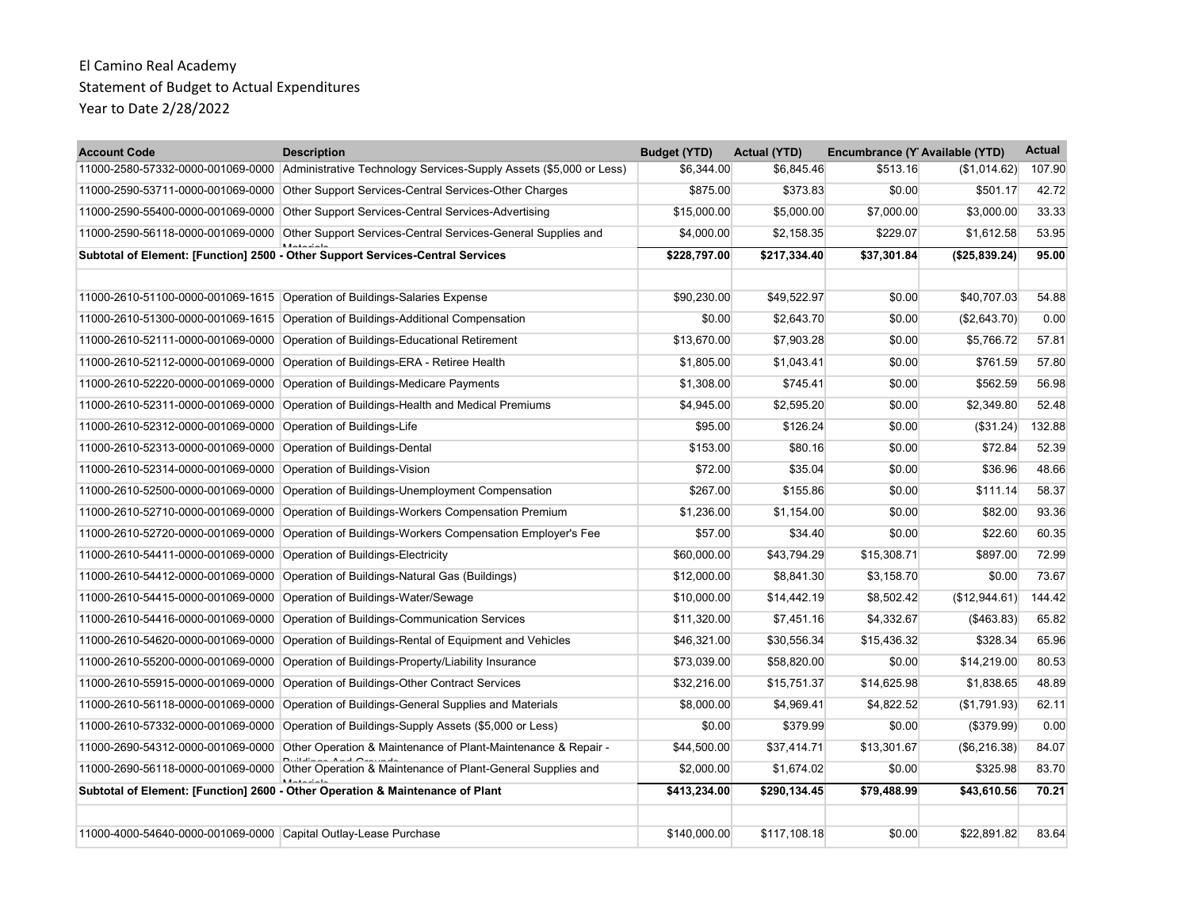El Camino Real Academy

Statement of Budget to Actual Expenditures

Year to Date 2/28/2022

| Account Code | Description | Budget (YTD) | Actual (YTD) | Encumbrance (YTD) | Available (YTD) | Actual |
|---|---|---|---|---|---|---|
| 11000-2580-57332-0000-001069-0000 | Administrative Technology Services-Supply Assets ($5,000 or Less) | $6,344.00 | $6,845.46 | $513.16 | ($1,014.62) | 107.90 |
| 11000-2590-53711-0000-001069-0000 | Other Support Services-Central Services-Other Charges | $875.00 | $373.83 | $0.00 | $501.17 | 42.72 |
| 11000-2590-55400-0000-001069-0000 | Other Support Services-Central Services-Advertising | $15,000.00 | $5,000.00 | $7,000.00 | $3,000.00 | 33.33 |
| 11000-2590-56118-0000-001069-0000 | Other Support Services-Central Services-General Supplies and Materials | $4,000.00 | $2,158.35 | $229.07 | $1,612.58 | 53.95 |
| **Subtotal of Element: [Function] 2500 - Other Support Services-Central Services** | | **$228,797.00** | **$217,334.40** | **$37,301.84** | **($25,839.24)** | **95.00** |
| | | | | | | |
| 11000-2610-51100-0000-001069-1615 | Operation of Buildings-Salaries Expense | $90,230.00 | $49,522.97 | $0.00 | $40,707.03 | 54.88 |
| 11000-2610-51300-0000-001069-1615 | Operation of Buildings-Additional Compensation | $0.00 | $2,643.70 | $0.00 | ($2,643.70) | 0.00 |
| 11000-2610-52111-0000-001069-0000 | Operation of Buildings-Educational Retirement | $13,670.00 | $7,903.28 | $0.00 | $5,766.72 | 57.81 |
| 11000-2610-52112-0000-001069-0000 | Operation of Buildings-ERA - Retiree Health | $1,805.00 | $1,043.41 | $0.00 | $761.59 | 57.80 |
| 11000-2610-52220-0000-001069-0000 | Operation of Buildings-Medicare Payments | $1,308.00 | $745.41 | $0.00 | $562.59 | 56.98 |
| 11000-2610-52311-0000-001069-0000 | Operation of Buildings-Health and Medical Premiums | $4,945.00 | $2,595.20 | $0.00 | $2,349.80 | 52.48 |
| 11000-2610-52312-0000-001069-0000 | Operation of Buildings-Life | $95.00 | $126.24 | $0.00 | ($31.24) | 132.88 |
| 11000-2610-52313-0000-001069-0000 | Operation of Buildings-Dental | $153.00 | $80.16 | $0.00 | $72.84 | 52.39 |
| 11000-2610-52314-0000-001069-0000 | Operation of Buildings-Vision | $72.00 | $35.04 | $0.00 | $36.96 | 48.66 |
| 11000-2610-52500-0000-001069-0000 | Operation of Buildings-Unemployment Compensation | $267.00 | $155.86 | $0.00 | $111.14 | 58.37 |
| 11000-2610-52710-0000-001069-0000 | Operation of Buildings-Workers Compensation Premium | $1,236.00 | $1,154.00 | $0.00 | $82.00 | 93.36 |
| 11000-2610-52720-0000-001069-0000 | Operation of Buildings-Workers Compensation Employer's Fee | $57.00 | $34.40 | $0.00 | $22.60 | 60.35 |
| 11000-2610-54411-0000-001069-0000 | Operation of Buildings-Electricity | $60,000.00 | $43,794.29 | $15,308.71 | $897.00 | 72.99 |
| 11000-2610-54412-0000-001069-0000 | Operation of Buildings-Natural Gas (Buildings) | $12,000.00 | $8,841.30 | $3,158.70 | $0.00 | 73.67 |
| 11000-2610-54415-0000-001069-0000 | Operation of Buildings-Water/Sewage | $10,000.00 | $14,442.19 | $8,502.42 | ($12,944.61) | 144.42 |
| 11000-2610-54416-0000-001069-0000 | Operation of Buildings-Communication Services | $11,320.00 | $7,451.16 | $4,332.67 | ($463.83) | 65.82 |
| 11000-2610-54620-0000-001069-0000 | Operation of Buildings-Rental of Equipment and Vehicles | $46,321.00 | $30,556.34 | $15,436.32 | $328.34 | 65.96 |
| 11000-2610-55200-0000-001069-0000 | Operation of Buildings-Property/Liability Insurance | $73,039.00 | $58,820.00 | $0.00 | $14,219.00 | 80.53 |
| 11000-2610-55915-0000-001069-0000 | Operation of Buildings-Other Contract Services | $32,216.00 | $15,751.37 | $14,625.98 | $1,838.65 | 48.89 |
| 11000-2610-56118-0000-001069-0000 | Operation of Buildings-General Supplies and Materials | $8,000.00 | $4,969.41 | $4,822.52 | ($1,791.93) | 62.11 |
| 11000-2610-57332-0000-001069-0000 | Operation of Buildings-Supply Assets ($5,000 or Less) | $0.00 | $379.99 | $0.00 | ($379.99) | 0.00 |
| 11000-2690-54312-0000-001069-0000 | Other Operation & Maintenance of Plant-Maintenance & Repair - Buildings And Grounds | $44,500.00 | $37,414.71 | $13,301.67 | ($6,216.38) | 84.07 |
| 11000-2690-56118-0000-001069-0000 | Other Operation & Maintenance of Plant-General Supplies and Materials | $2,000.00 | $1,674.02 | $0.00 | $325.98 | 83.70 |
| **Subtotal of Element: [Function] 2600 - Other Operation & Maintenance of Plant** | | **$413,234.00** | **$290,134.45** | **$79,488.99** | **$43,610.56** | **70.21** |
| | | | | | | |
| 11000-4000-54640-0000-001069-0000 | Capital Outlay-Lease Purchase | $140,000.00 | $117,108.18 | $0.00 | $22,891.82 | 83.64 |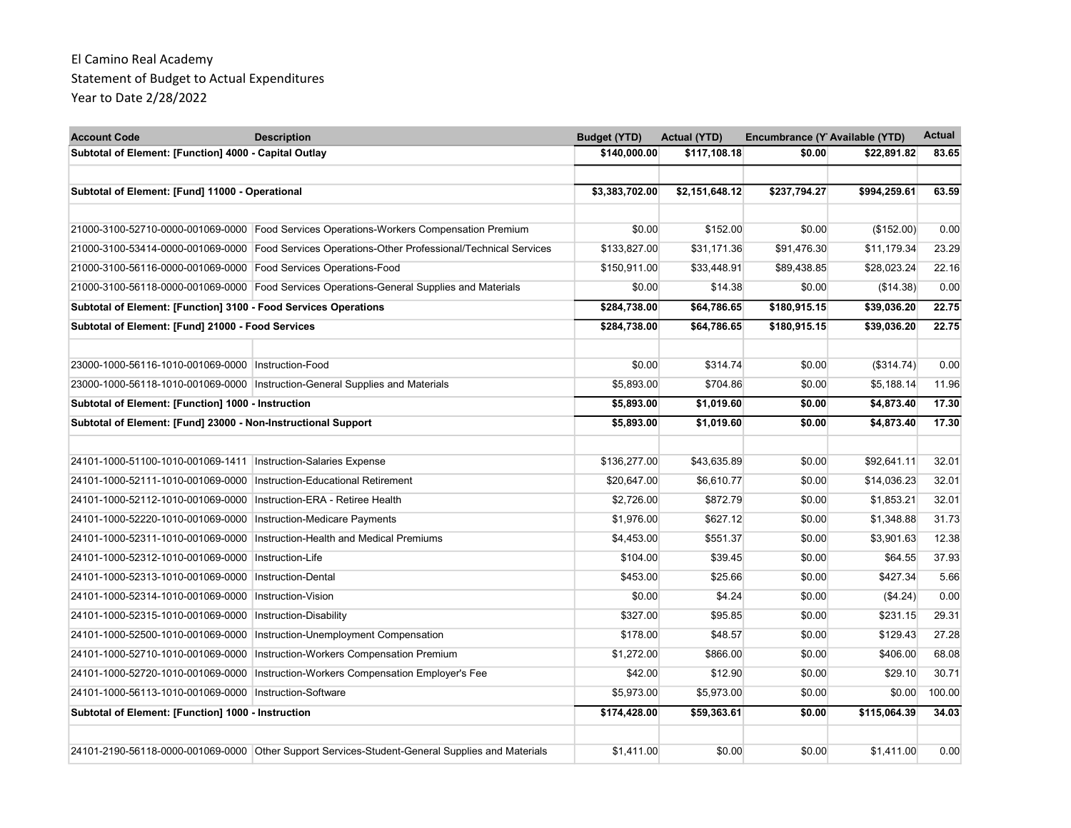El Camino Real Academy
Statement of Budget to Actual Expenditures
Year to Date 2/28/2022

| Account Code | Description | Budget (YTD) | Actual (YTD) | Encumbrance (Y' | Available (YTD) | Actual |
|---|---|---|---|---|---|---|
| **Subtotal of Element: [Function] 4000 - Capital Outlay** | | **$140,000.00** | **$117,108.18** | **$0.00** | **$22,891.82** | **83.65** |
| | | | | | | |
| **Subtotal of Element: [Fund] 11000 - Operational** | | **$3,383,702.00** | **$2,151,648.12** | **$237,794.27** | **$994,259.61** | **63.59** |
| | | | | | | |
| 21000-3100-52710-0000-001069-0000 | Food Services Operations-Workers Compensation Premium | $0.00 | $152.00 | $0.00 | ($152.00) | 0.00 |
| 21000-3100-53414-0000-001069-0000 | Food Services Operations-Other Professional/Technical Services | $133,827.00 | $31,171.36 | $91,476.30 | $11,179.34 | 23.29 |
| 21000-3100-56116-0000-001069-0000 | Food Services Operations-Food | $150,911.00 | $33,448.91 | $89,438.85 | $28,023.24 | 22.16 |
| 21000-3100-56118-0000-001069-0000 | Food Services Operations-General Supplies and Materials | $0.00 | $14.38 | $0.00 | ($14.38) | 0.00 |
| **Subtotal of Element: [Function] 3100 - Food Services Operations** | | **$284,738.00** | **$64,786.65** | **$180,915.15** | **$39,036.20** | **22.75** |
| **Subtotal of Element: [Fund] 21000 - Food Services** | | **$284,738.00** | **$64,786.65** | **$180,915.15** | **$39,036.20** | **22.75** |
| | | | | | | |
| 23000-1000-56116-1010-001069-0000 | Instruction-Food | $0.00 | $314.74 | $0.00 | ($314.74) | 0.00 |
| 23000-1000-56118-1010-001069-0000 | Instruction-General Supplies and Materials | $5,893.00 | $704.86 | $0.00 | $5,188.14 | 11.96 |
| **Subtotal of Element: [Function] 1000 - Instruction** | | **$5,893.00** | **$1,019.60** | **$0.00** | **$4,873.40** | **17.30** |
| **Subtotal of Element: [Fund] 23000 - Non-Instructional Support** | | **$5,893.00** | **$1,019.60** | **$0.00** | **$4,873.40** | **17.30** |
| | | | | | | |
| 24101-1000-51100-1010-001069-1411 | Instruction-Salaries Expense | $136,277.00 | $43,635.89 | $0.00 | $92,641.11 | 32.01 |
| 24101-1000-52111-1010-001069-0000 | Instruction-Educational Retirement | $20,647.00 | $6,610.77 | $0.00 | $14,036.23 | 32.01 |
| 24101-1000-52112-1010-001069-0000 | Instruction-ERA - Retiree Health | $2,726.00 | $872.79 | $0.00 | $1,853.21 | 32.01 |
| 24101-1000-52220-1010-001069-0000 | Instruction-Medicare Payments | $1,976.00 | $627.12 | $0.00 | $1,348.88 | 31.73 |
| 24101-1000-52311-1010-001069-0000 | Instruction-Health and Medical Premiums | $4,453.00 | $551.37 | $0.00 | $3,901.63 | 12.38 |
| 24101-1000-52312-1010-001069-0000 | Instruction-Life | $104.00 | $39.45 | $0.00 | $64.55 | 37.93 |
| 24101-1000-52313-1010-001069-0000 | Instruction-Dental | $453.00 | $25.66 | $0.00 | $427.34 | 5.66 |
| 24101-1000-52314-1010-001069-0000 | Instruction-Vision | $0.00 | $4.24 | $0.00 | ($4.24) | 0.00 |
| 24101-1000-52315-1010-001069-0000 | Instruction-Disability | $327.00 | $95.85 | $0.00 | $231.15 | 29.31 |
| 24101-1000-52500-1010-001069-0000 | Instruction-Unemployment Compensation | $178.00 | $48.57 | $0.00 | $129.43 | 27.28 |
| 24101-1000-52710-1010-001069-0000 | Instruction-Workers Compensation Premium | $1,272.00 | $866.00 | $0.00 | $406.00 | 68.08 |
| 24101-1000-52720-1010-001069-0000 | Instruction-Workers Compensation Employer's Fee | $42.00 | $12.90 | $0.00 | $29.10 | 30.71 |
| 24101-1000-56113-1010-001069-0000 | Instruction-Software | $5,973.00 | $5,973.00 | $0.00 | $0.00 | 100.00 |
| **Subtotal of Element: [Function] 1000 - Instruction** | | **$174,428.00** | **$59,363.61** | **$0.00** | **$115,064.39** | **34.03** |
| | | | | | | |
| 24101-2190-56118-0000-001069-0000 | Other Support Services-Student-General Supplies and Materials | $1,411.00 | $0.00 | $0.00 | $1,411.00 | 0.00 |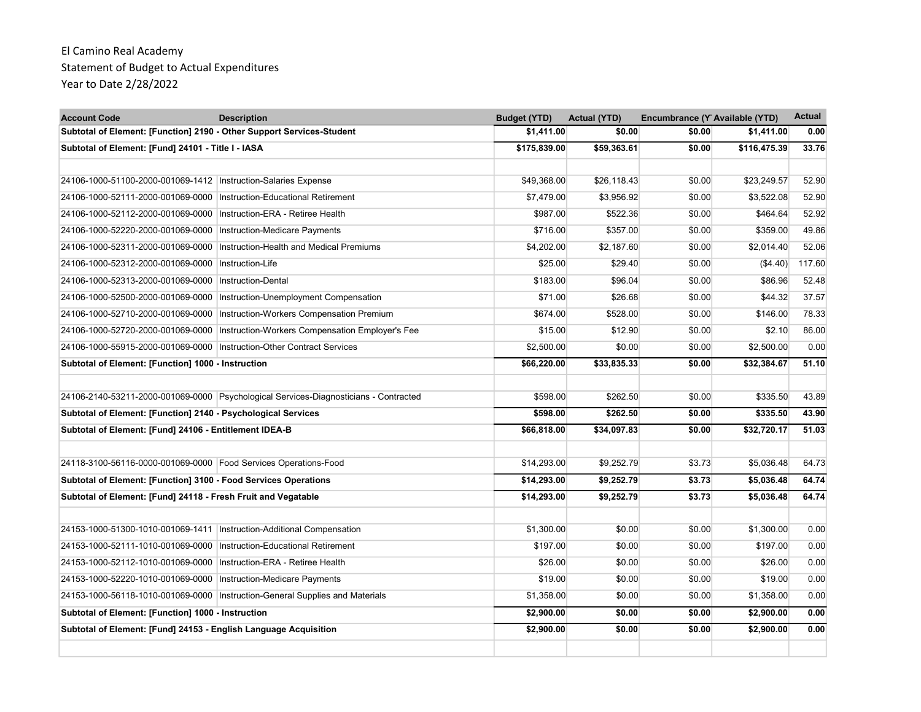El Camino Real Academy
Statement of Budget to Actual Expenditures
Year to Date 2/28/2022

| Account Code | Description | Budget (YTD) | Actual (YTD) | Encumbrance (Y | Available (YTD) | Actual |
|---|---|---|---|---|---|---|
| **Subtotal of Element: [Function] 2190 - Other Support Services-Student** | | **$1,411.00** | **$0.00** | **$0.00** | **$1,411.00** | **0.00** |
| **Subtotal of Element: [Fund] 24101 - Title I - IASA** | | **$175,839.00** | **$59,363.61** | **$0.00** | **$116,475.39** | **33.76** |
| | | | | | | |
| 24106-1000-51100-2000-001069-1412 | Instruction-Salaries Expense | $49,368.00 | $26,118.43 | $0.00 | $23,249.57 | 52.90 |
| 24106-1000-52111-2000-001069-0000 | Instruction-Educational Retirement | $7,479.00 | $3,956.92 | $0.00 | $3,522.08 | 52.90 |
| 24106-1000-52112-2000-001069-0000 | Instruction-ERA - Retiree Health | $987.00 | $522.36 | $0.00 | $464.64 | 52.92 |
| 24106-1000-52220-2000-001069-0000 | Instruction-Medicare Payments | $716.00 | $357.00 | $0.00 | $359.00 | 49.86 |
| 24106-1000-52311-2000-001069-0000 | Instruction-Health and Medical Premiums | $4,202.00 | $2,187.60 | $0.00 | $2,014.40 | 52.06 |
| 24106-1000-52312-2000-001069-0000 | Instruction-Life | $25.00 | $29.40 | $0.00 | ($4.40) | 117.60 |
| 24106-1000-52313-2000-001069-0000 | Instruction-Dental | $183.00 | $96.04 | $0.00 | $86.96 | 52.48 |
| 24106-1000-52500-2000-001069-0000 | Instruction-Unemployment Compensation | $71.00 | $26.68 | $0.00 | $44.32 | 37.57 |
| 24106-1000-52710-2000-001069-0000 | Instruction-Workers Compensation Premium | $674.00 | $528.00 | $0.00 | $146.00 | 78.33 |
| 24106-1000-52720-2000-001069-0000 | Instruction-Workers Compensation Employer's Fee | $15.00 | $12.90 | $0.00 | $2.10 | 86.00 |
| 24106-1000-55915-2000-001069-0000 | Instruction-Other Contract Services | $2,500.00 | $0.00 | $0.00 | $2,500.00 | 0.00 |
| **Subtotal of Element: [Function] 1000 - Instruction** | | **$66,220.00** | **$33,835.33** | **$0.00** | **$32,384.67** | **51.10** |
| | | | | | | |
| 24106-2140-53211-2000-001069-0000 | Psychological Services-Diagnosticians - Contracted | $598.00 | $262.50 | $0.00 | $335.50 | 43.89 |
| **Subtotal of Element: [Function] 2140 - Psychological Services** | | **$598.00** | **$262.50** | **$0.00** | **$335.50** | **43.90** |
| **Subtotal of Element: [Fund] 24106 - Entitlement IDEA-B** | | **$66,818.00** | **$34,097.83** | **$0.00** | **$32,720.17** | **51.03** |
| | | | | | | |
| 24118-3100-56116-0000-001069-0000 | Food Services Operations-Food | $14,293.00 | $9,252.79 | $3.73 | $5,036.48 | 64.73 |
| **Subtotal of Element: [Function] 3100 - Food Services Operations** | | **$14,293.00** | **$9,252.79** | **$3.73** | **$5,036.48** | **64.74** |
| **Subtotal of Element: [Fund] 24118 - Fresh Fruit and Vegatable** | | **$14,293.00** | **$9,252.79** | **$3.73** | **$5,036.48** | **64.74** |
| | | | | | | |
| 24153-1000-51300-1010-001069-1411 | Instruction-Additional Compensation | $1,300.00 | $0.00 | $0.00 | $1,300.00 | 0.00 |
| 24153-1000-52111-1010-001069-0000 | Instruction-Educational Retirement | $197.00 | $0.00 | $0.00 | $197.00 | 0.00 |
| 24153-1000-52112-1010-001069-0000 | Instruction-ERA - Retiree Health | $26.00 | $0.00 | $0.00 | $26.00 | 0.00 |
| 24153-1000-52220-1010-001069-0000 | Instruction-Medicare Payments | $19.00 | $0.00 | $0.00 | $19.00 | 0.00 |
| 24153-1000-56118-1010-001069-0000 | Instruction-General Supplies and Materials | $1,358.00 | $0.00 | $0.00 | $1,358.00 | 0.00 |
| **Subtotal of Element: [Function] 1000 - Instruction** | | **$2,900.00** | **$0.00** | **$0.00** | **$2,900.00** | **0.00** |
| **Subtotal of Element: [Fund] 24153 - English Language Acquisition** | | **$2,900.00** | **$0.00** | **$0.00** | **$2,900.00** | **0.00** |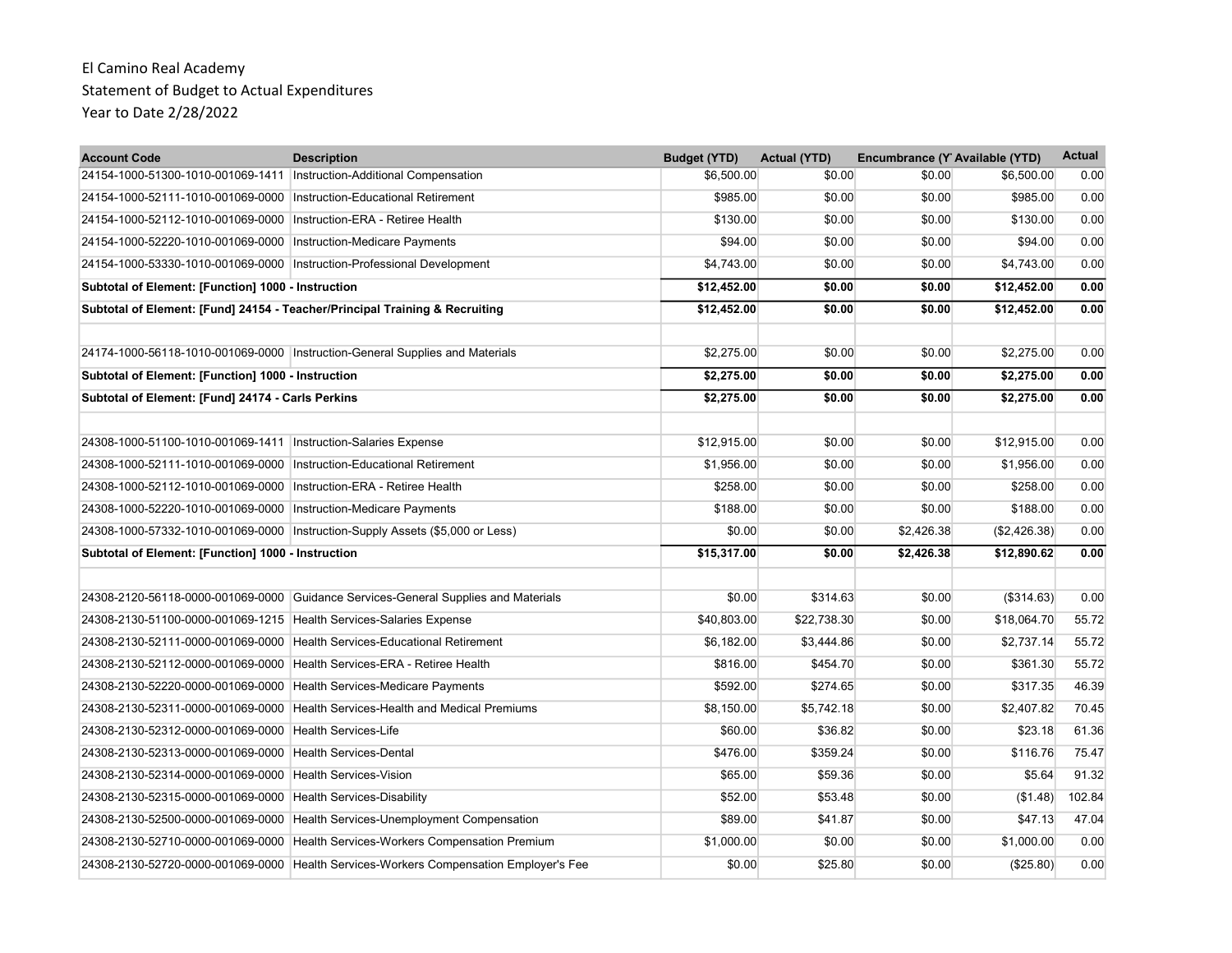El Camino Real Academy
Statement of Budget to Actual Expenditures
Year to Date 2/28/2022

| Account Code | Description | Budget (YTD) | Actual (YTD) | Encumbrance (Y | Available (YTD) | Actual |
|---|---|---|---|---|---|---|
| 24154-1000-51300-1010-001069-1411 | Instruction-Additional Compensation | $6,500.00 | $0.00 | $0.00 | $6,500.00 | 0.00 |
| 24154-1000-52111-1010-001069-0000 | Instruction-Educational Retirement | $985.00 | $0.00 | $0.00 | $985.00 | 0.00 |
| 24154-1000-52112-1010-001069-0000 | Instruction-ERA - Retiree Health | $130.00 | $0.00 | $0.00 | $130.00 | 0.00 |
| 24154-1000-52220-1010-001069-0000 | Instruction-Medicare Payments | $94.00 | $0.00 | $0.00 | $94.00 | 0.00 |
| 24154-1000-53330-1010-001069-0000 | Instruction-Professional Development | $4,743.00 | $0.00 | $0.00 | $4,743.00 | 0.00 |
| **Subtotal of Element: [Function] 1000 - Instruction** | | **$12,452.00** | **$0.00** | **$0.00** | **$12,452.00** | **0.00** |
| **Subtotal of Element: [Fund] 24154 - Teacher/Principal Training & Recruiting** | | **$12,452.00** | **$0.00** | **$0.00** | **$12,452.00** | **0.00** |
| | | | | | | |
| 24174-1000-56118-1010-001069-0000 | Instruction-General Supplies and Materials | $2,275.00 | $0.00 | $0.00 | $2,275.00 | 0.00 |
| **Subtotal of Element: [Function] 1000 - Instruction** | | **$2,275.00** | **$0.00** | **$0.00** | **$2,275.00** | **0.00** |
| **Subtotal of Element: [Fund] 24174 - Carls Perkins** | | **$2,275.00** | **$0.00** | **$0.00** | **$2,275.00** | **0.00** |
| | | | | | | |
| 24308-1000-51100-1010-001069-1411 | Instruction-Salaries Expense | $12,915.00 | $0.00 | $0.00 | $12,915.00 | 0.00 |
| 24308-1000-52111-1010-001069-0000 | Instruction-Educational Retirement | $1,956.00 | $0.00 | $0.00 | $1,956.00 | 0.00 |
| 24308-1000-52112-1010-001069-0000 | Instruction-ERA - Retiree Health | $258.00 | $0.00 | $0.00 | $258.00 | 0.00 |
| 24308-1000-52220-1010-001069-0000 | Instruction-Medicare Payments | $188.00 | $0.00 | $0.00 | $188.00 | 0.00 |
| 24308-1000-57332-1010-001069-0000 | Instruction-Supply Assets ($5,000 or Less) | $0.00 | $0.00 | $2,426.38 | ($2,426.38) | 0.00 |
| **Subtotal of Element: [Function] 1000 - Instruction** | | **$15,317.00** | **$0.00** | **$2,426.38** | **$12,890.62** | **0.00** |
| | | | | | | |
| 24308-2120-56118-0000-001069-0000 | Guidance Services-General Supplies and Materials | $0.00 | $314.63 | $0.00 | ($314.63) | 0.00 |
| 24308-2130-51100-0000-001069-1215 | Health Services-Salaries Expense | $40,803.00 | $22,738.30 | $0.00 | $18,064.70 | 55.72 |
| 24308-2130-52111-0000-001069-0000 | Health Services-Educational Retirement | $6,182.00 | $3,444.86 | $0.00 | $2,737.14 | 55.72 |
| 24308-2130-52112-0000-001069-0000 | Health Services-ERA - Retiree Health | $816.00 | $454.70 | $0.00 | $361.30 | 55.72 |
| 24308-2130-52220-0000-001069-0000 | Health Services-Medicare Payments | $592.00 | $274.65 | $0.00 | $317.35 | 46.39 |
| 24308-2130-52311-0000-001069-0000 | Health Services-Health and Medical Premiums | $8,150.00 | $5,742.18 | $0.00 | $2,407.82 | 70.45 |
| 24308-2130-52312-0000-001069-0000 | Health Services-Life | $60.00 | $36.82 | $0.00 | $23.18 | 61.36 |
| 24308-2130-52313-0000-001069-0000 | Health Services-Dental | $476.00 | $359.24 | $0.00 | $116.76 | 75.47 |
| 24308-2130-52314-0000-001069-0000 | Health Services-Vision | $65.00 | $59.36 | $0.00 | $5.64 | 91.32 |
| 24308-2130-52315-0000-001069-0000 | Health Services-Disability | $52.00 | $53.48 | $0.00 | ($1.48) | 102.84 |
| 24308-2130-52500-0000-001069-0000 | Health Services-Unemployment Compensation | $89.00 | $41.87 | $0.00 | $47.13 | 47.04 |
| 24308-2130-52710-0000-001069-0000 | Health Services-Workers Compensation Premium | $1,000.00 | $0.00 | $0.00 | $1,000.00 | 0.00 |
| 24308-2130-52720-0000-001069-0000 | Health Services-Workers Compensation Employer's Fee | $0.00 | $25.80 | $0.00 | ($25.80) | 0.00 |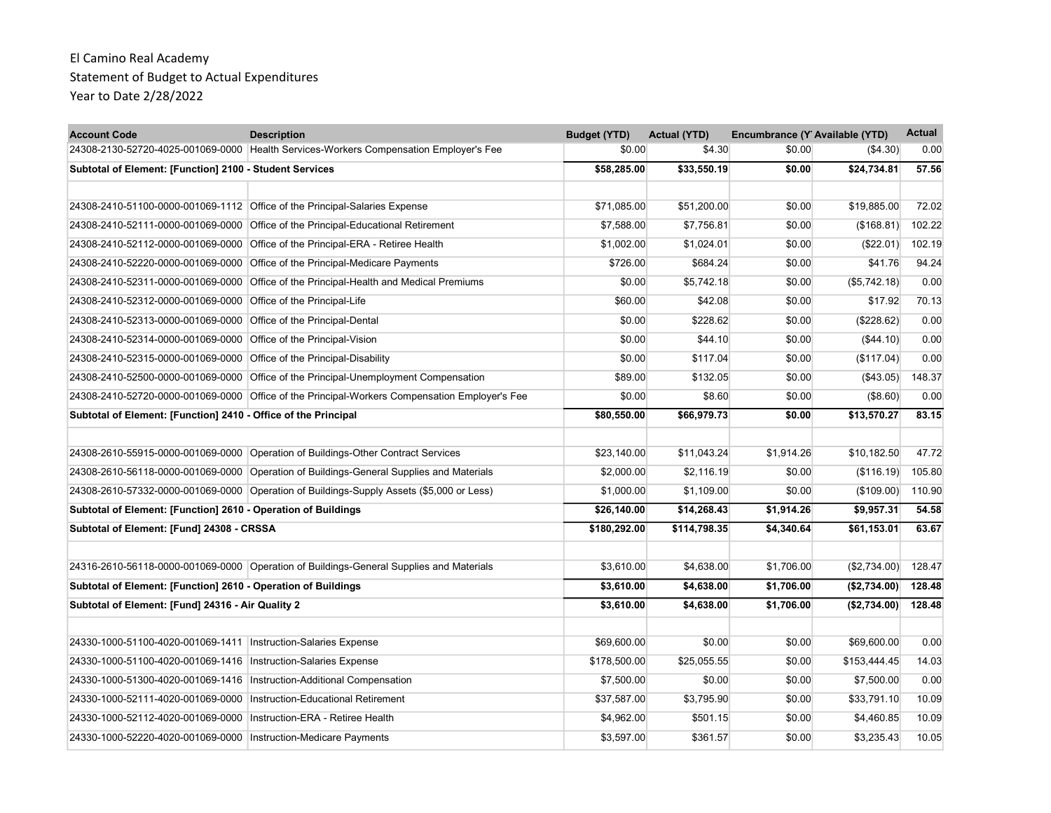El Camino Real Academy
Statement of Budget to Actual Expenditures
Year to Date 2/28/2022

| Account Code | Description | Budget (YTD) | Actual (YTD) | Encumbrance (Y | Available (YTD) | Actual |
|---|---|---|---|---|---|---|
| 24308-2130-52720-4025-001069-0000 | Health Services-Workers Compensation Employer's Fee | $0.00 | $4.30 | $0.00 | ($4.30) | 0.00 |
| **Subtotal of Element: [Function] 2100 - Student Services** | | **$58,285.00** | **$33,550.19** | **$0.00** | **$24,734.81** | **57.56** |
| | | | | | | |
| 24308-2410-51100-0000-001069-1112 | Office of the Principal-Salaries Expense | $71,085.00 | $51,200.00 | $0.00 | $19,885.00 | 72.02 |
| 24308-2410-52111-0000-001069-0000 | Office of the Principal-Educational Retirement | $7,588.00 | $7,756.81 | $0.00 | ($168.81) | 102.22 |
| 24308-2410-52112-0000-001069-0000 | Office of the Principal-ERA - Retiree Health | $1,002.00 | $1,024.01 | $0.00 | ($22.01) | 102.19 |
| 24308-2410-52220-0000-001069-0000 | Office of the Principal-Medicare Payments | $726.00 | $684.24 | $0.00 | $41.76 | 94.24 |
| 24308-2410-52311-0000-001069-0000 | Office of the Principal-Health and Medical Premiums | $0.00 | $5,742.18 | $0.00 | ($5,742.18) | 0.00 |
| 24308-2410-52312-0000-001069-0000 | Office of the Principal-Life | $60.00 | $42.08 | $0.00 | $17.92 | 70.13 |
| 24308-2410-52313-0000-001069-0000 | Office of the Principal-Dental | $0.00 | $228.62 | $0.00 | ($228.62) | 0.00 |
| 24308-2410-52314-0000-001069-0000 | Office of the Principal-Vision | $0.00 | $44.10 | $0.00 | ($44.10) | 0.00 |
| 24308-2410-52315-0000-001069-0000 | Office of the Principal-Disability | $0.00 | $117.04 | $0.00 | ($117.04) | 0.00 |
| 24308-2410-52500-0000-001069-0000 | Office of the Principal-Unemployment Compensation | $89.00 | $132.05 | $0.00 | ($43.05) | 148.37 |
| 24308-2410-52720-0000-001069-0000 | Office of the Principal-Workers Compensation Employer's Fee | $0.00 | $8.60 | $0.00 | ($8.60) | 0.00 |
| **Subtotal of Element: [Function] 2410 - Office of the Principal** | | **$80,550.00** | **$66,979.73** | **$0.00** | **$13,570.27** | **83.15** |
| | | | | | | |
| 24308-2610-55915-0000-001069-0000 | Operation of Buildings-Other Contract Services | $23,140.00 | $11,043.24 | $1,914.26 | $10,182.50 | 47.72 |
| 24308-2610-56118-0000-001069-0000 | Operation of Buildings-General Supplies and Materials | $2,000.00 | $2,116.19 | $0.00 | ($116.19) | 105.80 |
| 24308-2610-57332-0000-001069-0000 | Operation of Buildings-Supply Assets ($5,000 or Less) | $1,000.00 | $1,109.00 | $0.00 | ($109.00) | 110.90 |
| **Subtotal of Element: [Function] 2610 - Operation of Buildings** | | **$26,140.00** | **$14,268.43** | **$1,914.26** | **$9,957.31** | **54.58** |
| **Subtotal of Element: [Fund] 24308 - CRSSA** | | **$180,292.00** | **$114,798.35** | **$4,340.64** | **$61,153.01** | **63.67** |
| | | | | | | |
| 24316-2610-56118-0000-001069-0000 | Operation of Buildings-General Supplies and Materials | $3,610.00 | $4,638.00 | $1,706.00 | ($2,734.00) | 128.47 |
| **Subtotal of Element: [Function] 2610 - Operation of Buildings** | | **$3,610.00** | **$4,638.00** | **$1,706.00** | **($2,734.00)** | **128.48** |
| **Subtotal of Element: [Fund] 24316 - Air Quality 2** | | **$3,610.00** | **$4,638.00** | **$1,706.00** | **($2,734.00)** | **128.48** |
| | | | | | | |
| 24330-1000-51100-4020-001069-1411 | Instruction-Salaries Expense | $69,600.00 | $0.00 | $0.00 | $69,600.00 | 0.00 |
| 24330-1000-51100-4020-001069-1416 | Instruction-Salaries Expense | $178,500.00 | $25,055.55 | $0.00 | $153,444.45 | 14.03 |
| 24330-1000-51300-4020-001069-1416 | Instruction-Additional Compensation | $7,500.00 | $0.00 | $0.00 | $7,500.00 | 0.00 |
| 24330-1000-52111-4020-001069-0000 | Instruction-Educational Retirement | $37,587.00 | $3,795.90 | $0.00 | $33,791.10 | 10.09 |
| 24330-1000-52112-4020-001069-0000 | Instruction-ERA - Retiree Health | $4,962.00 | $501.15 | $0.00 | $4,460.85 | 10.09 |
| 24330-1000-52220-4020-001069-0000 | Instruction-Medicare Payments | $3,597.00 | $361.57 | $0.00 | $3,235.43 | 10.05 |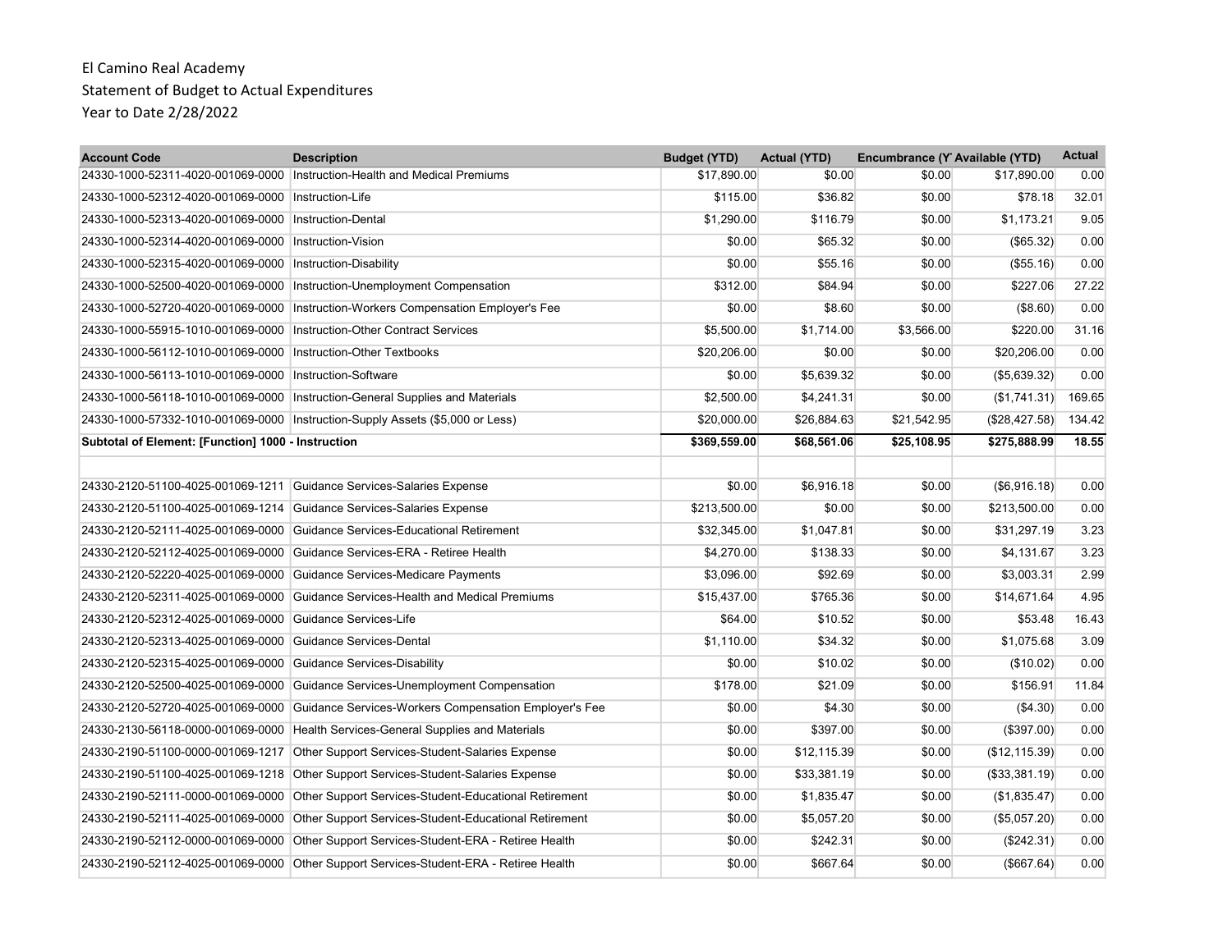El Camino Real Academy
Statement of Budget to Actual Expenditures
Year to Date 2/28/2022

| Account Code | Description | Budget (YTD) | Actual (YTD) | Encumbrance (Y | Available (YTD) | Actual |
|---|---|---|---|---|---|---|
| 24330-1000-52311-4020-001069-0000 | Instruction-Health and Medical Premiums | $17,890.00 | $0.00 | $0.00 | $17,890.00 | 0.00 |
| 24330-1000-52312-4020-001069-0000 | Instruction-Life | $115.00 | $36.82 | $0.00 | $78.18 | 32.01 |
| 24330-1000-52313-4020-001069-0000 | Instruction-Dental | $1,290.00 | $116.79 | $0.00 | $1,173.21 | 9.05 |
| 24330-1000-52314-4020-001069-0000 | Instruction-Vision | $0.00 | $65.32 | $0.00 | ($65.32) | 0.00 |
| 24330-1000-52315-4020-001069-0000 | Instruction-Disability | $0.00 | $55.16 | $0.00 | ($55.16) | 0.00 |
| 24330-1000-52500-4020-001069-0000 | Instruction-Unemployment Compensation | $312.00 | $84.94 | $0.00 | $227.06 | 27.22 |
| 24330-1000-52720-4020-001069-0000 | Instruction-Workers Compensation Employer's Fee | $0.00 | $8.60 | $0.00 | ($8.60) | 0.00 |
| 24330-1000-55915-1010-001069-0000 | Instruction-Other Contract Services | $5,500.00 | $1,714.00 | $3,566.00 | $220.00 | 31.16 |
| 24330-1000-56112-1010-001069-0000 | Instruction-Other Textbooks | $20,206.00 | $0.00 | $0.00 | $20,206.00 | 0.00 |
| 24330-1000-56113-1010-001069-0000 | Instruction-Software | $0.00 | $5,639.32 | $0.00 | ($5,639.32) | 0.00 |
| 24330-1000-56118-1010-001069-0000 | Instruction-General Supplies and Materials | $2,500.00 | $4,241.31 | $0.00 | ($1,741.31) | 169.65 |
| 24330-1000-57332-1010-001069-0000 | Instruction-Supply Assets ($5,000 or Less) | $20,000.00 | $26,884.63 | $21,542.95 | ($28,427.58) | 134.42 |
| **Subtotal of Element: [Function] 1000 - Instruction** | | **$369,559.00** | **$68,561.06** | **$25,108.95** | **$275,888.99** | **18.55** |
| | | | | | | |
| 24330-2120-51100-4025-001069-1211 | Guidance Services-Salaries Expense | $0.00 | $6,916.18 | $0.00 | ($6,916.18) | 0.00 |
| 24330-2120-51100-4025-001069-1214 | Guidance Services-Salaries Expense | $213,500.00 | $0.00 | $0.00 | $213,500.00 | 0.00 |
| 24330-2120-52111-4025-001069-0000 | Guidance Services-Educational Retirement | $32,345.00 | $1,047.81 | $0.00 | $31,297.19 | 3.23 |
| 24330-2120-52112-4025-001069-0000 | Guidance Services-ERA - Retiree Health | $4,270.00 | $138.33 | $0.00 | $4,131.67 | 3.23 |
| 24330-2120-52220-4025-001069-0000 | Guidance Services-Medicare Payments | $3,096.00 | $92.69 | $0.00 | $3,003.31 | 2.99 |
| 24330-2120-52311-4025-001069-0000 | Guidance Services-Health and Medical Premiums | $15,437.00 | $765.36 | $0.00 | $14,671.64 | 4.95 |
| 24330-2120-52312-4025-001069-0000 | Guidance Services-Life | $64.00 | $10.52 | $0.00 | $53.48 | 16.43 |
| 24330-2120-52313-4025-001069-0000 | Guidance Services-Dental | $1,110.00 | $34.32 | $0.00 | $1,075.68 | 3.09 |
| 24330-2120-52315-4025-001069-0000 | Guidance Services-Disability | $0.00 | $10.02 | $0.00 | ($10.02) | 0.00 |
| 24330-2120-52500-4025-001069-0000 | Guidance Services-Unemployment Compensation | $178.00 | $21.09 | $0.00 | $156.91 | 11.84 |
| 24330-2120-52720-4025-001069-0000 | Guidance Services-Workers Compensation Employer's Fee | $0.00 | $4.30 | $0.00 | ($4.30) | 0.00 |
| 24330-2130-56118-0000-001069-0000 | Health Services-General Supplies and Materials | $0.00 | $397.00 | $0.00 | ($397.00) | 0.00 |
| 24330-2190-51100-0000-001069-1217 | Other Support Services-Student-Salaries Expense | $0.00 | $12,115.39 | $0.00 | ($12,115.39) | 0.00 |
| 24330-2190-51100-4025-001069-1218 | Other Support Services-Student-Salaries Expense | $0.00 | $33,381.19 | $0.00 | ($33,381.19) | 0.00 |
| 24330-2190-52111-0000-001069-0000 | Other Support Services-Student-Educational Retirement | $0.00 | $1,835.47 | $0.00 | ($1,835.47) | 0.00 |
| 24330-2190-52111-4025-001069-0000 | Other Support Services-Student-Educational Retirement | $0.00 | $5,057.20 | $0.00 | ($5,057.20) | 0.00 |
| 24330-2190-52112-0000-001069-0000 | Other Support Services-Student-ERA - Retiree Health | $0.00 | $242.31 | $0.00 | ($242.31) | 0.00 |
| 24330-2190-52112-4025-001069-0000 | Other Support Services-Student-ERA - Retiree Health | $0.00 | $667.64 | $0.00 | ($667.64) | 0.00 |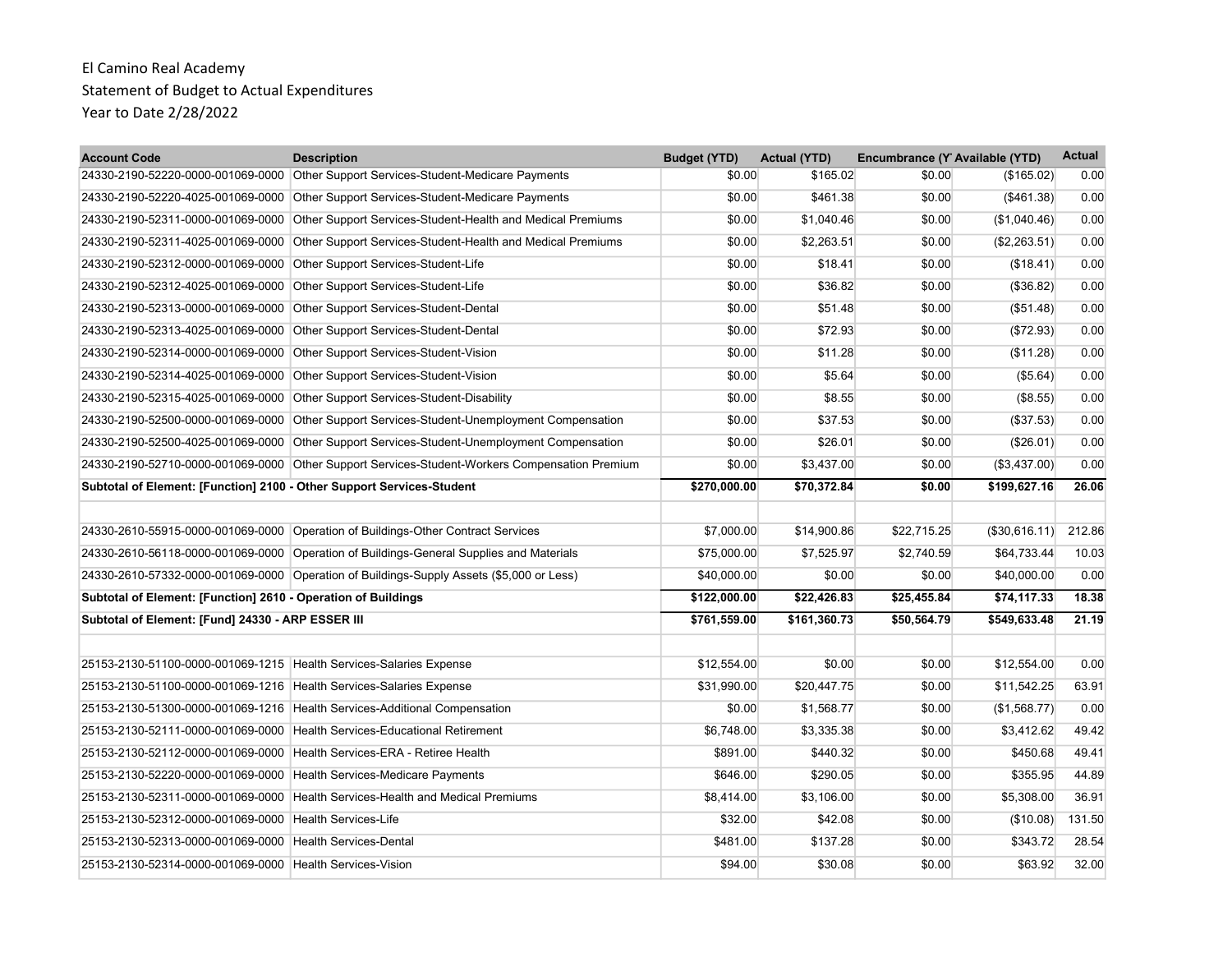El Camino Real Academy
Statement of Budget to Actual Expenditures
Year to Date 2/28/2022

| Account Code | Description | Budget (YTD) | Actual (YTD) | Encumbrance (Y | Available (YTD) | Actual |
|---|---|---|---|---|---|---|
| 24330-2190-52220-0000-001069-0000 | Other Support Services-Student-Medicare Payments | $0.00 | $165.02 | $0.00 | ($165.02) | 0.00 |
| 24330-2190-52220-4025-001069-0000 | Other Support Services-Student-Medicare Payments | $0.00 | $461.38 | $0.00 | ($461.38) | 0.00 |
| 24330-2190-52311-0000-001069-0000 | Other Support Services-Student-Health and Medical Premiums | $0.00 | $1,040.46 | $0.00 | ($1,040.46) | 0.00 |
| 24330-2190-52311-4025-001069-0000 | Other Support Services-Student-Health and Medical Premiums | $0.00 | $2,263.51 | $0.00 | ($2,263.51) | 0.00 |
| 24330-2190-52312-0000-001069-0000 | Other Support Services-Student-Life | $0.00 | $18.41 | $0.00 | ($18.41) | 0.00 |
| 24330-2190-52312-4025-001069-0000 | Other Support Services-Student-Life | $0.00 | $36.82 | $0.00 | ($36.82) | 0.00 |
| 24330-2190-52313-0000-001069-0000 | Other Support Services-Student-Dental | $0.00 | $51.48 | $0.00 | ($51.48) | 0.00 |
| 24330-2190-52313-4025-001069-0000 | Other Support Services-Student-Dental | $0.00 | $72.93 | $0.00 | ($72.93) | 0.00 |
| 24330-2190-52314-0000-001069-0000 | Other Support Services-Student-Vision | $0.00 | $11.28 | $0.00 | ($11.28) | 0.00 |
| 24330-2190-52314-4025-001069-0000 | Other Support Services-Student-Vision | $0.00 | $5.64 | $0.00 | ($5.64) | 0.00 |
| 24330-2190-52315-4025-001069-0000 | Other Support Services-Student-Disability | $0.00 | $8.55 | $0.00 | ($8.55) | 0.00 |
| 24330-2190-52500-0000-001069-0000 | Other Support Services-Student-Unemployment Compensation | $0.00 | $37.53 | $0.00 | ($37.53) | 0.00 |
| 24330-2190-52500-4025-001069-0000 | Other Support Services-Student-Unemployment Compensation | $0.00 | $26.01 | $0.00 | ($26.01) | 0.00 |
| 24330-2190-52710-0000-001069-0000 | Other Support Services-Student-Workers Compensation Premium | $0.00 | $3,437.00 | $0.00 | ($3,437.00) | 0.00 |
| **Subtotal of Element: [Function] 2100 - Other Support Services-Student** | | **$270,000.00** | **$70,372.84** | **$0.00** | **$199,627.16** | **26.06** |
| | | | | | | |
| 24330-2610-55915-0000-001069-0000 | Operation of Buildings-Other Contract Services | $7,000.00 | $14,900.86 | $22,715.25 | ($30,616.11) | 212.86 |
| 24330-2610-56118-0000-001069-0000 | Operation of Buildings-General Supplies and Materials | $75,000.00 | $7,525.97 | $2,740.59 | $64,733.44 | 10.03 |
| 24330-2610-57332-0000-001069-0000 | Operation of Buildings-Supply Assets ($5,000 or Less) | $40,000.00 | $0.00 | $0.00 | $40,000.00 | 0.00 |
| **Subtotal of Element: [Function] 2610 - Operation of Buildings** | | **$122,000.00** | **$22,426.83** | **$25,455.84** | **$74,117.33** | **18.38** |
| **Subtotal of Element: [Fund] 24330 - ARP ESSER III** | | **$761,559.00** | **$161,360.73** | **$50,564.79** | **$549,633.48** | **21.19** |
| | | | | | | |
| 25153-2130-51100-0000-001069-1215 | Health Services-Salaries Expense | $12,554.00 | $0.00 | $0.00 | $12,554.00 | 0.00 |
| 25153-2130-51100-0000-001069-1216 | Health Services-Salaries Expense | $31,990.00 | $20,447.75 | $0.00 | $11,542.25 | 63.91 |
| 25153-2130-51300-0000-001069-1216 | Health Services-Additional Compensation | $0.00 | $1,568.77 | $0.00 | ($1,568.77) | 0.00 |
| 25153-2130-52111-0000-001069-0000 | Health Services-Educational Retirement | $6,748.00 | $3,335.38 | $0.00 | $3,412.62 | 49.42 |
| 25153-2130-52112-0000-001069-0000 | Health Services-ERA - Retiree Health | $891.00 | $440.32 | $0.00 | $450.68 | 49.41 |
| 25153-2130-52220-0000-001069-0000 | Health Services-Medicare Payments | $646.00 | $290.05 | $0.00 | $355.95 | 44.89 |
| 25153-2130-52311-0000-001069-0000 | Health Services-Health and Medical Premiums | $8,414.00 | $3,106.00 | $0.00 | $5,308.00 | 36.91 |
| 25153-2130-52312-0000-001069-0000 | Health Services-Life | $32.00 | $42.08 | $0.00 | ($10.08) | 131.50 |
| 25153-2130-52313-0000-001069-0000 | Health Services-Dental | $481.00 | $137.28 | $0.00 | $343.72 | 28.54 |
| 25153-2130-52314-0000-001069-0000 | Health Services-Vision | $94.00 | $30.08 | $0.00 | $63.92 | 32.00 |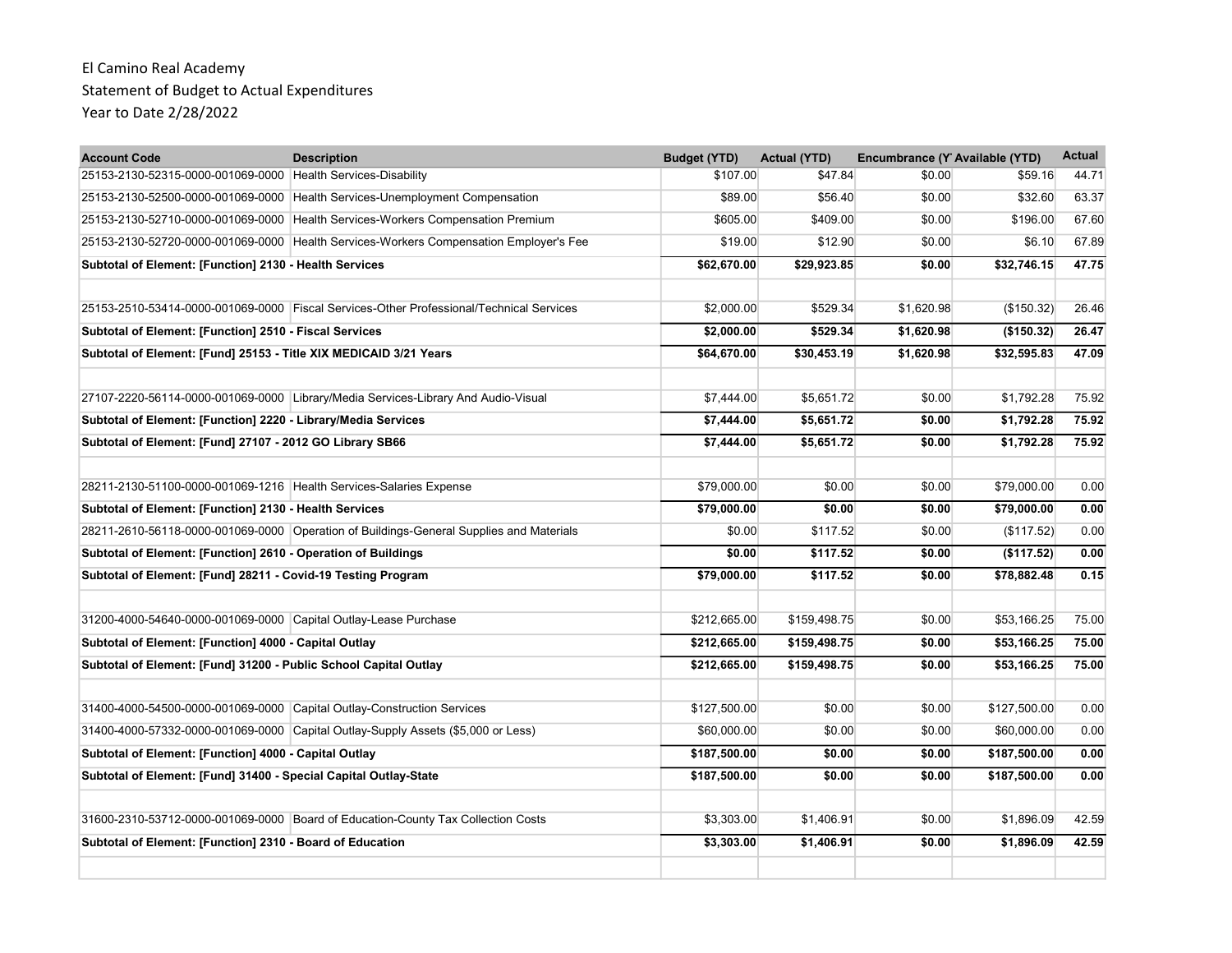El Camino Real Academy
Statement of Budget to Actual Expenditures
Year to Date 2/28/2022

| Account Code | Description | Budget (YTD) | Actual (YTD) | Encumbrance (Y | Available (YTD) | Actual |
|---|---|---|---|---|---|---|
| 25153-2130-52315-0000-001069-0000 | Health Services-Disability | $107.00 | $47.84 | $0.00 | $59.16 | 44.71 |
| 25153-2130-52500-0000-001069-0000 | Health Services-Unemployment Compensation | $89.00 | $56.40 | $0.00 | $32.60 | 63.37 |
| 25153-2130-52710-0000-001069-0000 | Health Services-Workers Compensation Premium | $605.00 | $409.00 | $0.00 | $196.00 | 67.60 |
| 25153-2130-52720-0000-001069-0000 | Health Services-Workers Compensation Employer's Fee | $19.00 | $12.90 | $0.00 | $6.10 | 67.89 |
| **Subtotal of Element: [Function] 2130 - Health Services** | | **$62,670.00** | **$29,923.85** | **$0.00** | **$32,746.15** | **47.75** |
| | | | | | | |
| 25153-2510-53414-0000-001069-0000 | Fiscal Services-Other Professional/Technical Services | $2,000.00 | $529.34 | $1,620.98 | ($150.32) | 26.46 |
| **Subtotal of Element: [Function] 2510 - Fiscal Services** | | **$2,000.00** | **$529.34** | **$1,620.98** | **($150.32)** | **26.47** |
| **Subtotal of Element: [Fund] 25153 - Title XIX MEDICAID 3/21 Years** | | **$64,670.00** | **$30,453.19** | **$1,620.98** | **$32,595.83** | **47.09** |
| | | | | | | |
| 27107-2220-56114-0000-001069-0000 | Library/Media Services-Library And Audio-Visual | $7,444.00 | $5,651.72 | $0.00 | $1,792.28 | 75.92 |
| **Subtotal of Element: [Function] 2220 - Library/Media Services** | | **$7,444.00** | **$5,651.72** | **$0.00** | **$1,792.28** | **75.92** |
| **Subtotal of Element: [Fund] 27107 - 2012 GO Library SB66** | | **$7,444.00** | **$5,651.72** | **$0.00** | **$1,792.28** | **75.92** |
| | | | | | | |
| 28211-2130-51100-0000-001069-1216 | Health Services-Salaries Expense | $79,000.00 | $0.00 | $0.00 | $79,000.00 | 0.00 |
| **Subtotal of Element: [Function] 2130 - Health Services** | | **$79,000.00** | **$0.00** | **$0.00** | **$79,000.00** | **0.00** |
| 28211-2610-56118-0000-001069-0000 | Operation of Buildings-General Supplies and Materials | $0.00 | $117.52 | $0.00 | ($117.52) | 0.00 |
| **Subtotal of Element: [Function] 2610 - Operation of Buildings** | | **$0.00** | **$117.52** | **$0.00** | **($117.52)** | **0.00** |
| **Subtotal of Element: [Fund] 28211 - Covid-19 Testing Program** | | **$79,000.00** | **$117.52** | **$0.00** | **$78,882.48** | **0.15** |
| | | | | | | |
| 31200-4000-54640-0000-001069-0000 | Capital Outlay-Lease Purchase | $212,665.00 | $159,498.75 | $0.00 | $53,166.25 | 75.00 |
| **Subtotal of Element: [Function] 4000 - Capital Outlay** | | **$212,665.00** | **$159,498.75** | **$0.00** | **$53,166.25** | **75.00** |
| **Subtotal of Element: [Fund] 31200 - Public School Capital Outlay** | | **$212,665.00** | **$159,498.75** | **$0.00** | **$53,166.25** | **75.00** |
| | | | | | | |
| 31400-4000-54500-0000-001069-0000 | Capital Outlay-Construction Services | $127,500.00 | $0.00 | $0.00 | $127,500.00 | 0.00 |
| 31400-4000-57332-0000-001069-0000 | Capital Outlay-Supply Assets ($5,000 or Less) | $60,000.00 | $0.00 | $0.00 | $60,000.00 | 0.00 |
| **Subtotal of Element: [Function] 4000 - Capital Outlay** | | **$187,500.00** | **$0.00** | **$0.00** | **$187,500.00** | **0.00** |
| **Subtotal of Element: [Fund] 31400 - Special Capital Outlay-State** | | **$187,500.00** | **$0.00** | **$0.00** | **$187,500.00** | **0.00** |
| | | | | | | |
| 31600-2310-53712-0000-001069-0000 | Board of Education-County Tax Collection Costs | $3,303.00 | $1,406.91 | $0.00 | $1,896.09 | 42.59 |
| **Subtotal of Element: [Function] 2310 - Board of Education** | | **$3,303.00** | **$1,406.91** | **$0.00** | **$1,896.09** | **42.59** |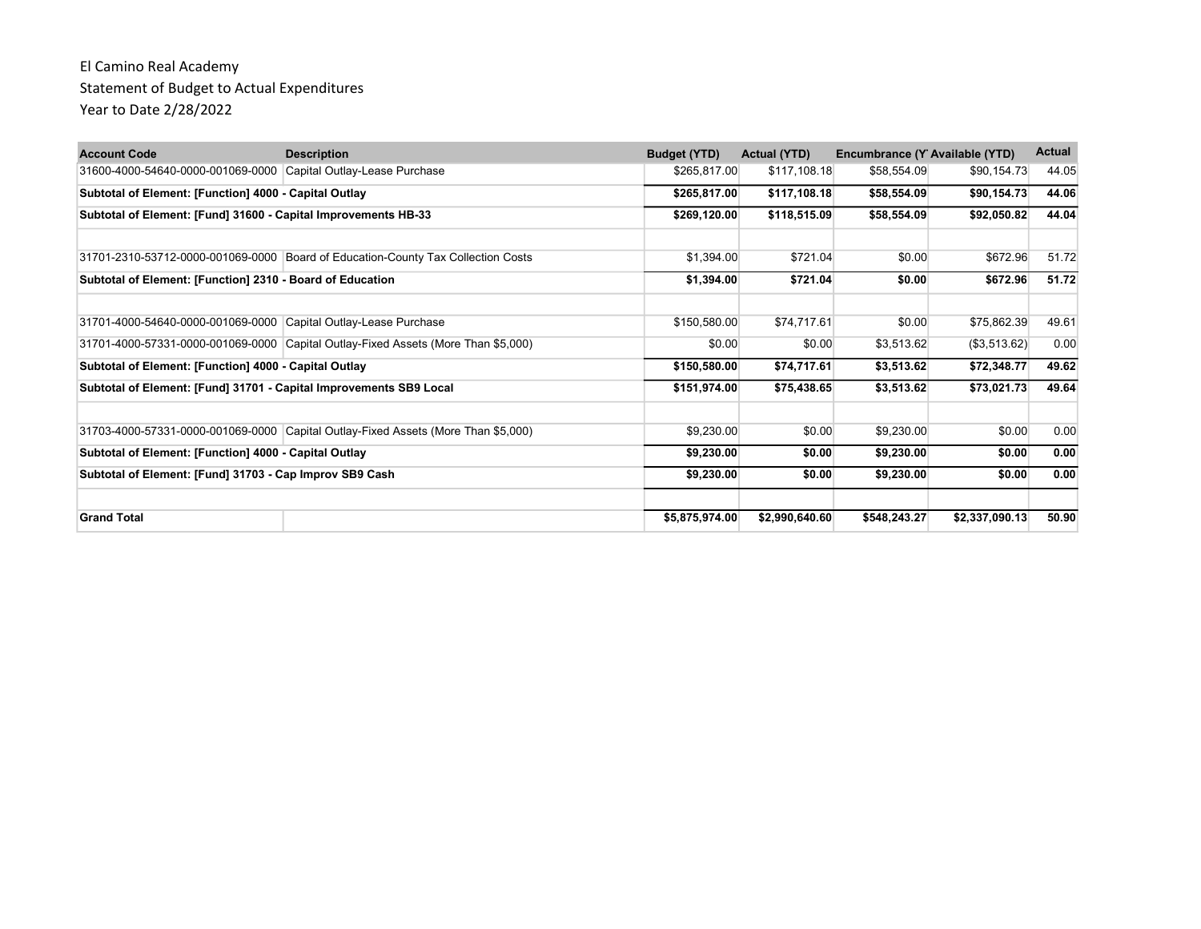El Camino Real Academy
Statement of Budget to Actual Expenditures
Year to Date 2/28/2022

| Account Code | Description | Budget (YTD) | Actual (YTD) | Encumbrance (Y | Available (YTD) | Actual |
|---|---|---|---|---|---|---|
| 31600-4000-54640-0000-001069-0000 | Capital Outlay-Lease Purchase | $265,817.00 | $117,108.18 | $58,554.09 | $90,154.73 | 44.05 |
| **Subtotal of Element: [Function] 4000 - Capital Outlay** | | **$265,817.00** | **$117,108.18** | **$58,554.09** | **$90,154.73** | **44.06** |
| **Subtotal of Element: [Fund] 31600 - Capital Improvements HB-33** | | **$269,120.00** | **$118,515.09** | **$58,554.09** | **$92,050.82** | **44.04** |
| | | | | | | |
| 31701-2310-53712-0000-001069-0000 | Board of Education-County Tax Collection Costs | $1,394.00 | $721.04 | $0.00 | $672.96 | 51.72 |
| **Subtotal of Element: [Function] 2310 - Board of Education** | | **$1,394.00** | **$721.04** | **$0.00** | **$672.96** | **51.72** |
| | | | | | | |
| 31701-4000-54640-0000-001069-0000 | Capital Outlay-Lease Purchase | $150,580.00 | $74,717.61 | $0.00 | $75,862.39 | 49.61 |
| 31701-4000-57331-0000-001069-0000 | Capital Outlay-Fixed Assets (More Than $5,000) | $0.00 | $0.00 | $3,513.62 | ($3,513.62) | 0.00 |
| **Subtotal of Element: [Function] 4000 - Capital Outlay** | | **$150,580.00** | **$74,717.61** | **$3,513.62** | **$72,348.77** | **49.62** |
| **Subtotal of Element: [Fund] 31701 - Capital Improvements SB9 Local** | | **$151,974.00** | **$75,438.65** | **$3,513.62** | **$73,021.73** | **49.64** |
| | | | | | | |
| 31703-4000-57331-0000-001069-0000 | Capital Outlay-Fixed Assets (More Than $5,000) | $9,230.00 | $0.00 | $9,230.00 | $0.00 | 0.00 |
| **Subtotal of Element: [Function] 4000 - Capital Outlay** | | **$9,230.00** | **$0.00** | **$9,230.00** | **$0.00** | **0.00** |
| **Subtotal of Element: [Fund] 31703 - Cap Improv SB9 Cash** | | **$9,230.00** | **$0.00** | **$9,230.00** | **$0.00** | **0.00** |
| | | | | | | |
| **Grand Total** | | **$5,875,974.00** | **$2,990,640.60** | **$548,243.27** | **$2,337,090.13** | **50.90** |